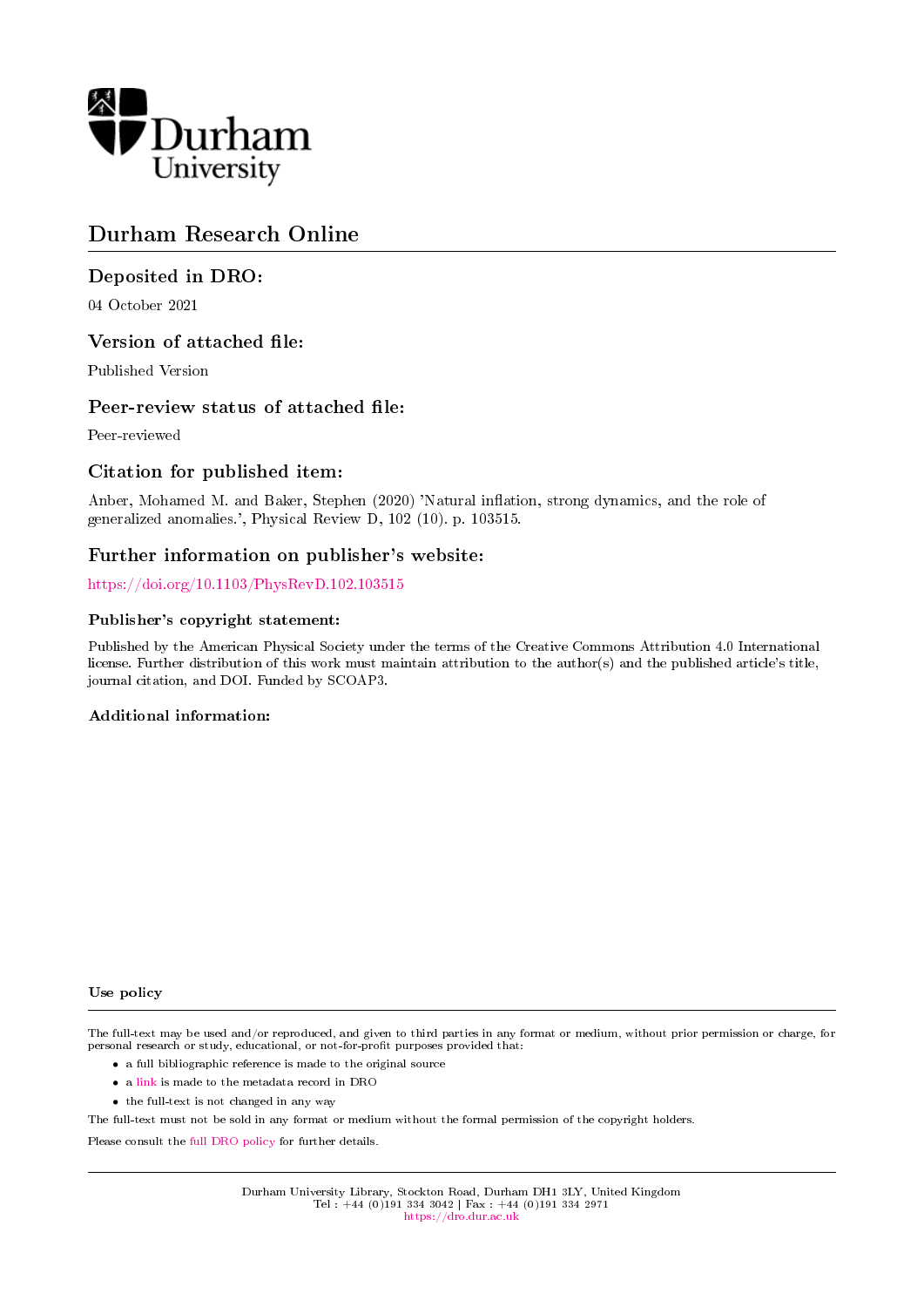Durham University

# Durham Research Online

## Deposited in DRO:

04 October 2021

## Version of attached file:

Published Version

## Peer-review status of attached file:

Peer-reviewed

## Citation for published item:

Anber, Mohamed M. and Baker, Stephen (2020) 'Natural inflation, strong dynamics, and the role of generalized anomalies.', Physical Review D, 102 (10). p. 103515.

## Further information on publisher's website:

https://doi.org/10.1103/PhysRevD.102.103515

### Publisher's copyright statement:

Published by the American Physical Society under the terms of the Creative Commons Attribution 4.0 International license. Further distribution of this work must maintain attribution to the author(s) and the published article's title, journal citation, and DOI. Funded by SCOAP3.

### Additional information:

### Use policy

The full-text may be used and/or reproduced, and given to third parties in any format or medium, without prior permission or charge, for personal research or study, educational, or not-for-profit purposes provided that:

- a full bibliographic reference is made to the original source
- a link is made to the metadata record in DRO
- the full-text is not changed in any way

The full-text must not be sold in any format or medium without the formal permission of the copyright holders.

Please consult the full DRO policy for further details.

Durham University Library, Stockton Road, Durham DH1 3LY, United Kingdom
Tel : +44 (0)191 334 3042 | Fax : +44 (0)191 334 2971
https://dro.dur.ac.uk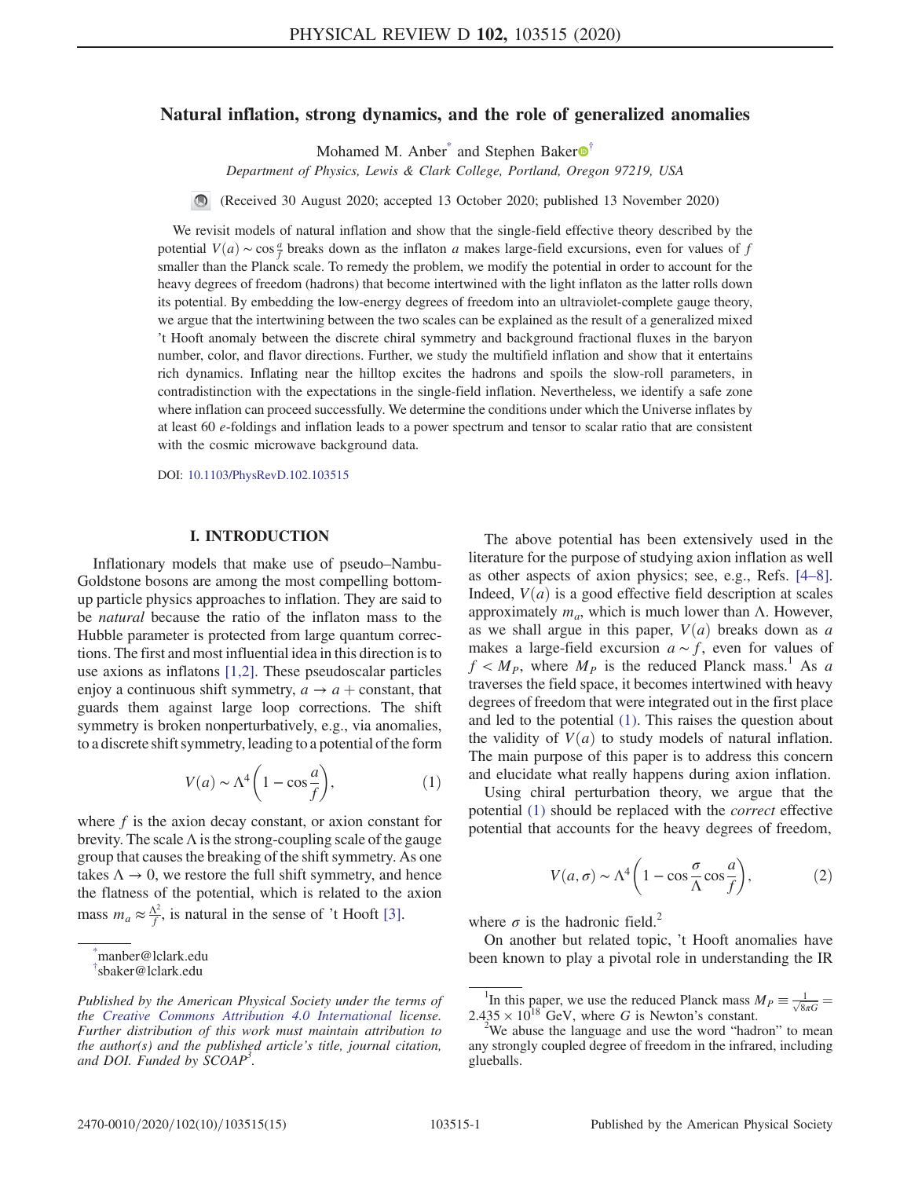# Natural inflation, strong dynamics, and the role of generalized anomalies

Mohamed M. Anber[*] and Stephen Baker[†]

*Department of Physics, Lewis & Clark College, Portland, Oregon 97219, USA*

(Received 30 August 2020; accepted 13 October 2020; published 13 November 2020)

We revisit models of natural inflation and show that the single-field effective theory described by the potential $V(a) \sim \cos\frac{a}{f}$ breaks down as the inflaton $a$ makes large-field excursions, even for values of $f$ smaller than the Planck scale. To remedy the problem, we modify the potential in order to account for the heavy degrees of freedom (hadrons) that become intertwined with the light inflaton as the latter rolls down its potential. By embedding the low-energy degrees of freedom into an ultraviolet-complete gauge theory, we argue that the intertwining between the two scales can be explained as the result of a generalized mixed 't Hooft anomaly between the discrete chiral symmetry and background fractional fluxes in the baryon number, color, and flavor directions. Further, we study the multifield inflation and show that it entertains rich dynamics. Inflating near the hilltop excites the hadrons and spoils the slow-roll parameters, in contradistinction with the expectations in the single-field inflation. Nevertheless, we identify a safe zone where inflation can proceed successfully. We determine the conditions under which the Universe inflates by at least 60 $e$-foldings and inflation leads to a power spectrum and tensor to scalar ratio that are consistent with the cosmic microwave background data.

DOI: 10.1103/PhysRevD.102.103515

## I. INTRODUCTION

Inflationary models that make use of pseudo–Nambu-Goldstone bosons are among the most compelling bottom-up particle physics approaches to inflation. They are said to be *natural* because the ratio of the inflaton mass to the Hubble parameter is protected from large quantum corrections. The first and most influential idea in this direction is to use axions as inflatons [1,2]. These pseudoscalar particles enjoy a continuous shift symmetry, $a \to a + \text{constant}$, that guards them against large loop corrections. The shift symmetry is broken nonperturbatively, e.g., via anomalies, to a discrete shift symmetry, leading to a potential of the form

$$V(a) \sim \Lambda^4\left(1 - \cos\frac{a}{f}\right), \tag{1}$$

where $f$ is the axion decay constant, or axion constant for brevity. The scale $\Lambda$ is the strong-coupling scale of the gauge group that causes the breaking of the shift symmetry. As one takes $\Lambda \to 0$, we restore the full shift symmetry, and hence the flatness of the potential, which is related to the axion mass $m_a \approx \frac{\Lambda^2}{f}$, is natural in the sense of 't Hooft [3].

The above potential has been extensively used in the literature for the purpose of studying axion inflation as well as other aspects of axion physics; see, e.g., Refs. [4–8]. Indeed, $V(a)$ is a good effective field description at scales approximately $m_a$, which is much lower than $\Lambda$. However, as we shall argue in this paper, $V(a)$ breaks down as $a$ makes a large-field excursion $a \sim f$, even for values of $f < M_P$, where $M_P$ is the reduced Planck mass.[1] As $a$ traverses the field space, it becomes intertwined with heavy degrees of freedom that were integrated out in the first place and led to the potential (1). This raises the question about the validity of $V(a)$ to study models of natural inflation. The main purpose of this paper is to address this concern and elucidate what really happens during axion inflation.

Using chiral perturbation theory, we argue that the potential (1) should be replaced with the *correct* effective potential that accounts for the heavy degrees of freedom,

$$V(a,\sigma) \sim \Lambda^4\left(1 - \cos\frac{\sigma}{\Lambda}\cos\frac{a}{f}\right), \tag{2}$$

where $\sigma$ is the hadronic field.[2]

On another but related topic, 't Hooft anomalies have been known to play a pivotal role in understanding the IR

---

[*] manber@lclark.edu

[†] sbaker@lclark.edu

*Published by the American Physical Society under the terms of the Creative Commons Attribution 4.0 International license. Further distribution of this work must maintain attribution to the author(s) and the published article's title, journal citation, and DOI. Funded by SCOAP[3].*

[1] In this paper, we use the reduced Planck mass $M_P \equiv \frac{1}{\sqrt{8\pi G}} = 2.435 \times 10^{18}$ GeV, where $G$ is Newton's constant.

[2] We abuse the language and use the word "hadron" to mean any strongly coupled degree of freedom in the infrared, including glueballs.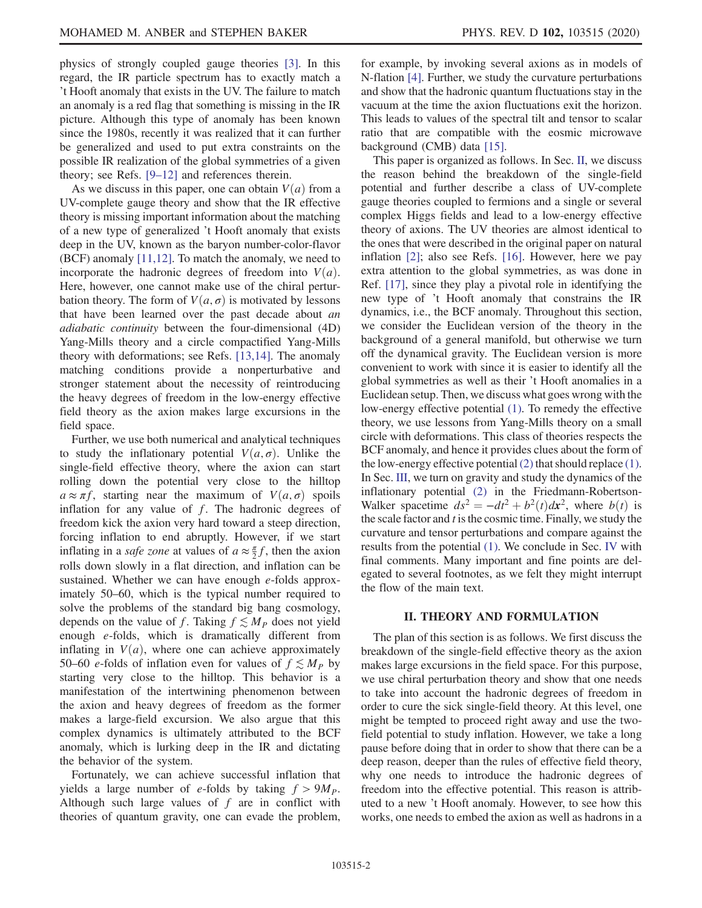physics of strongly coupled gauge theories [3]. In this regard, the IR particle spectrum has to exactly match a 't Hooft anomaly that exists in the UV. The failure to match an anomaly is a red flag that something is missing in the IR picture. Although this type of anomaly has been known since the 1980s, recently it was realized that it can further be generalized and used to put extra constraints on the possible IR realization of the global symmetries of a given theory; see Refs. [9–12] and references therein.

As we discuss in this paper, one can obtain $V(a)$ from a UV-complete gauge theory and show that the IR effective theory is missing important information about the matching of a new type of generalized 't Hooft anomaly that exists deep in the UV, known as the baryon number-color-flavor (BCF) anomaly [11,12]. To match the anomaly, we need to incorporate the hadronic degrees of freedom into $V(a)$. Here, however, one cannot make use of the chiral perturbation theory. The form of $V(a, \sigma)$ is motivated by lessons that have been learned over the past decade about *an adiabatic continuity* between the four-dimensional (4D) Yang-Mills theory and a circle compactified Yang-Mills theory with deformations; see Refs. [13,14]. The anomaly matching conditions provide a nonperturbative and stronger statement about the necessity of reintroducing the heavy degrees of freedom in the low-energy effective field theory as the axion makes large excursions in the field space.

Further, we use both numerical and analytical techniques to study the inflationary potential $V(a, \sigma)$. Unlike the single-field effective theory, where the axion can start rolling down the potential very close to the hilltop $a \approx \pi f$, starting near the maximum of $V(a, \sigma)$ spoils inflation for any value of $f$. The hadronic degrees of freedom kick the axion very hard toward a steep direction, forcing inflation to end abruptly. However, if we start inflating in a *safe zone* at values of $a \approx \frac{\pi}{2} f$, then the axion rolls down slowly in a flat direction, and inflation can be sustained. Whether we can have enough $e$-folds approximately 50–60, which is the typical number required to solve the problems of the standard big bang cosmology, depends on the value of $f$. Taking $f \lesssim M_P$ does not yield enough $e$-folds, which is dramatically different from inflating in $V(a)$, where one can achieve approximately 50–60 $e$-folds of inflation even for values of $f \lesssim M_P$ by starting very close to the hilltop. This behavior is a manifestation of the intertwining phenomenon between the axion and heavy degrees of freedom as the former makes a large-field excursion. We also argue that this complex dynamics is ultimately attributed to the BCF anomaly, which is lurking deep in the IR and dictating the behavior of the system.

Fortunately, we can achieve successful inflation that yields a large number of $e$-folds by taking $f > 9M_P$. Although such large values of $f$ are in conflict with theories of quantum gravity, one can evade the problem, for example, by invoking several axions as in models of N-flation [4]. Further, we study the curvature perturbations and show that the hadronic quantum fluctuations stay in the vacuum at the time the axion fluctuations exit the horizon. This leads to values of the spectral tilt and tensor to scalar ratio that are compatible with the cosmic microwave background (CMB) data [15].

This paper is organized as follows. In Sec. II, we discuss the reason behind the breakdown of the single-field potential and further describe a class of UV-complete gauge theories coupled to fermions and a single or several complex Higgs fields and lead to a low-energy effective theory of axions. The UV theories are almost identical to the ones that were described in the original paper on natural inflation [2]; also see Refs. [16]. However, here we pay extra attention to the global symmetries, as was done in Ref. [17], since they play a pivotal role in identifying the new type of 't Hooft anomaly that constrains the IR dynamics, i.e., the BCF anomaly. Throughout this section, we consider the Euclidean version of the theory in the background of a general manifold, but otherwise we turn off the dynamical gravity. The Euclidean version is more convenient to work with since it is easier to identify all the global symmetries as well as their 't Hooft anomalies in a Euclidean setup. Then, we discuss what goes wrong with the low-energy effective potential (1). To remedy the effective theory, we use lessons from Yang-Mills theory on a small circle with deformations. This class of theories respects the BCF anomaly, and hence it provides clues about the form of the low-energy effective potential (2) that should replace (1). In Sec. III, we turn on gravity and study the dynamics of the inflationary potential (2) in the Friedmann-Robertson-Walker spacetime $ds^2 = -dt^2 + b^2(t)d\boldsymbol{x}^2$, where $b(t)$ is the scale factor and $t$ is the cosmic time. Finally, we study the curvature and tensor perturbations and compare against the results from the potential (1). We conclude in Sec. IV with final comments. Many important and fine points are delegated to several footnotes, as we felt they might interrupt the flow of the main text.

## II. THEORY AND FORMULATION

The plan of this section is as follows. We first discuss the breakdown of the single-field effective theory as the axion makes large excursions in the field space. For this purpose, we use chiral perturbation theory and show that one needs to take into account the hadronic degrees of freedom in order to cure the sick single-field theory. At this level, one might be tempted to proceed right away and use the two-field potential to study inflation. However, we take a long pause before doing that in order to show that there can be a deep reason, deeper than the rules of effective field theory, why one needs to introduce the hadronic degrees of freedom into the effective potential. This reason is attributed to a new 't Hooft anomaly. However, to see how this works, one needs to embed the axion as well as hadrons in a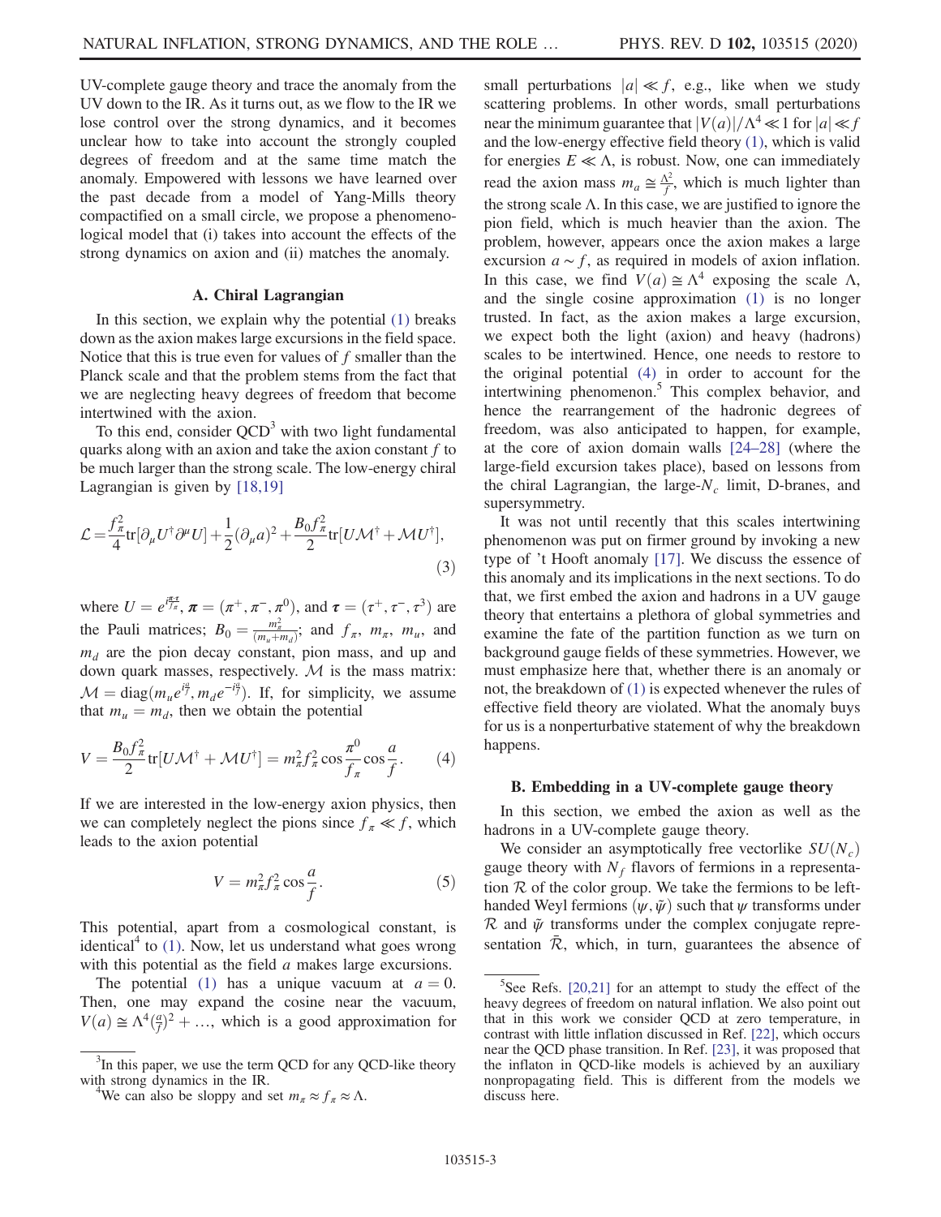UV-complete gauge theory and trace the anomaly from the UV down to the IR. As it turns out, as we flow to the IR we lose control over the strong dynamics, and it becomes unclear how to take into account the strongly coupled degrees of freedom and at the same time match the anomaly. Empowered with lessons we have learned over the past decade from a model of Yang-Mills theory compactified on a small circle, we propose a phenomenological model that (i) takes into account the effects of the strong dynamics on axion and (ii) matches the anomaly.

### A. Chiral Lagrangian

In this section, we explain why the potential (1) breaks down as the axion makes large excursions in the field space. Notice that this is true even for values of $f$ smaller than the Planck scale and that the problem stems from the fact that we are neglecting heavy degrees of freedom that become intertwined with the axion.

To this end, consider QCD[3] with two light fundamental quarks along with an axion and take the axion constant $f$ to be much larger than the strong scale. The low-energy chiral Lagrangian is given by [18,19]

$$\mathcal{L} = \frac{f_\pi^2}{4}\mathrm{tr}[\partial_\mu U^\dagger \partial^\mu U] + \frac{1}{2}(\partial_\mu a)^2 + \frac{B_0 f_\pi^2}{2}\mathrm{tr}[U\mathcal{M}^\dagger + \mathcal{M}U^\dagger], \tag{3}$$

where $U = e^{i\frac{\boldsymbol{\pi}\cdot\boldsymbol{\tau}}{f_\pi}}$, $\boldsymbol{\pi} = (\pi^+, \pi^-, \pi^0)$, and $\boldsymbol{\tau} = (\tau^+, \tau^-, \tau^3)$ are the Pauli matrices; $B_0 = \frac{m_\pi^2}{(m_u + m_d)}$; and $f_\pi$, $m_\pi$, $m_u$, and $m_d$ are the pion decay constant, pion mass, and up and down quark masses, respectively. $\mathcal{M}$ is the mass matrix: $\mathcal{M} = \mathrm{diag}(m_u e^{i\frac{a}{f}}, m_d e^{-i\frac{a}{f}})$. If, for simplicity, we assume that $m_u = m_d$, then we obtain the potential

$$V = \frac{B_0 f_\pi^2}{2}\mathrm{tr}[U\mathcal{M}^\dagger + \mathcal{M}U^\dagger] = m_\pi^2 f_\pi^2 \cos\frac{\pi^0}{f_\pi}\cos\frac{a}{f}. \tag{4}$$

If we are interested in the low-energy axion physics, then we can completely neglect the pions since $f_\pi \ll f$, which leads to the axion potential

$$V = m_\pi^2 f_\pi^2 \cos\frac{a}{f}. \tag{5}$$

This potential, apart from a cosmological constant, is identical[4] to (1). Now, let us understand what goes wrong with this potential as the field $a$ makes large excursions.

The potential (1) has a unique vacuum at $a = 0$. Then, one may expand the cosine near the vacuum, $V(a) \cong \Lambda^4(\frac{a}{f})^2 + \ldots$, which is a good approximation for small perturbations $|a| \ll f$, e.g., like when we study scattering problems. In other words, small perturbations near the minimum guarantee that $|V(a)|/\Lambda^4 \ll 1$ for $|a| \ll f$ and the low-energy effective field theory (1), which is valid for energies $E \ll \Lambda$, is robust. Now, one can immediately read the axion mass $m_a \cong \frac{\Lambda^2}{f}$, which is much lighter than the strong scale $\Lambda$. In this case, we are justified to ignore the pion field, which is much heavier than the axion. The problem, however, appears once the axion makes a large excursion $a \sim f$, as required in models of axion inflation. In this case, we find $V(a) \cong \Lambda^4$ exposing the scale $\Lambda$, and the single cosine approximation (1) is no longer trusted. In fact, as the axion makes a large excursion, we expect both the light (axion) and heavy (hadrons) scales to be intertwined. Hence, one needs to restore to the original potential (4) in order to account for the intertwining phenomenon.[5] This complex behavior, and hence the rearrangement of the hadronic degrees of freedom, was also anticipated to happen, for example, at the core of axion domain walls [24–28] (where the large-field excursion takes place), based on lessons from the chiral Lagrangian, the large-$N_c$ limit, D-branes, and supersymmetry.

It was not until recently that this scales intertwining phenomenon was put on firmer ground by invoking a new type of 't Hooft anomaly [17]. We discuss the essence of this anomaly and its implications in the next sections. To do that, we first embed the axion and hadrons in a UV gauge theory that entertains a plethora of global symmetries and examine the fate of the partition function as we turn on background gauge fields of these symmetries. However, we must emphasize here that, whether there is an anomaly or not, the breakdown of (1) is expected whenever the rules of effective field theory are violated. What the anomaly buys for us is a nonperturbative statement of why the breakdown happens.

### B. Embedding in a UV-complete gauge theory

In this section, we embed the axion as well as the hadrons in a UV-complete gauge theory.

We consider an asymptotically free vectorlike $SU(N_c)$ gauge theory with $N_f$ flavors of fermions in a representation $\mathcal{R}$ of the color group. We take the fermions to be left-handed Weyl fermions $(\psi, \tilde{\psi})$ such that $\psi$ transforms under $\mathcal{R}$ and $\tilde{\psi}$ transforms under the complex conjugate representation $\bar{\mathcal{R}}$, which, in turn, guarantees the absence of

[3]In this paper, we use the term QCD for any QCD-like theory with strong dynamics in the IR.

[4]We can also be sloppy and set $m_\pi \approx f_\pi \approx \Lambda$.

[5]See Refs. [20,21] for an attempt to study the effect of the heavy degrees of freedom on natural inflation. We also point out that in this work we consider QCD at zero temperature, in contrast with little inflation discussed in Ref. [22], which occurs near the QCD phase transition. In Ref. [23], it was proposed that the inflaton in QCD-like models is achieved by an auxiliary nonpropagating field. This is different from the models we discuss here.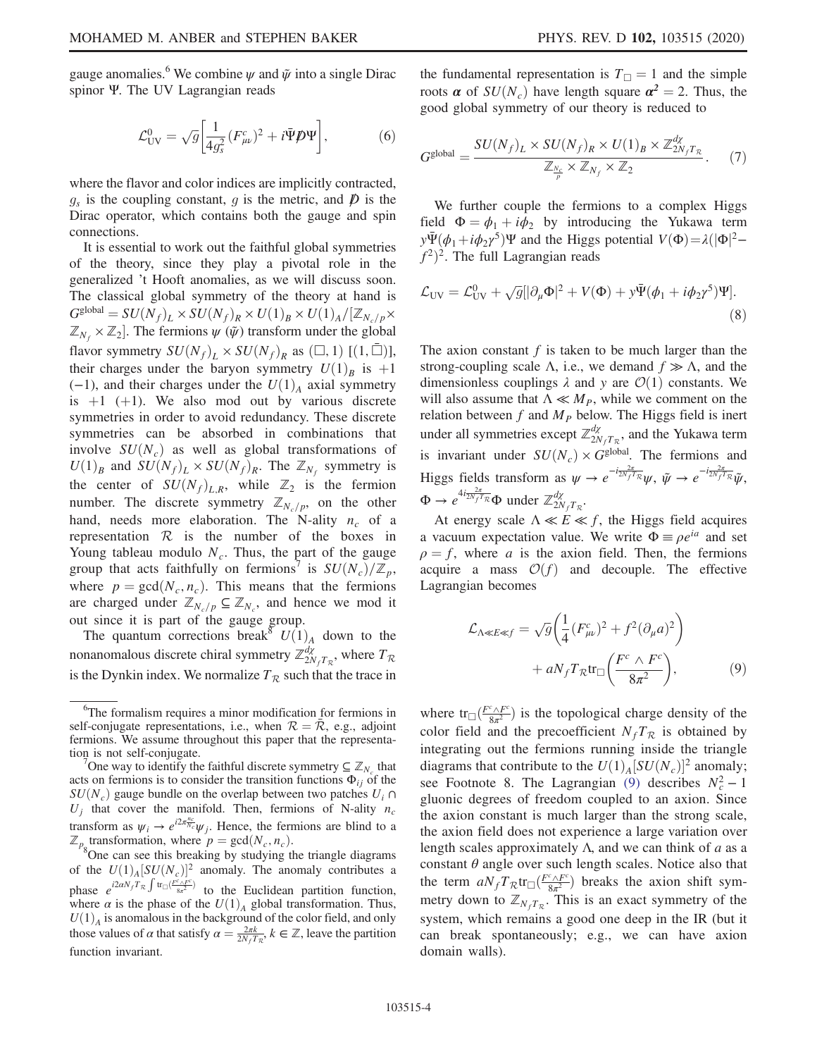gauge anomalies.[6] We combine $\psi$ and $\tilde{\psi}$ into a single Dirac spinor $\Psi$. The UV Lagrangian reads

$$\mathcal{L}_{\rm UV}^{0} = \sqrt{g}\left[\frac{1}{4g_s^2}(F_{\mu\nu}^{c})^2 + i\bar{\Psi}\not{D}\Psi\right], \tag{6}$$

where the flavor and color indices are implicitly contracted, $g_s$ is the coupling constant, $g$ is the metric, and $\not{D}$ is the Dirac operator, which contains both the gauge and spin connections.

It is essential to work out the faithful global symmetries of the theory, since they play a pivotal role in the generalized 't Hooft anomalies, as we will discuss soon. The classical global symmetry of the theory at hand is $G^{\rm global} = SU(N_f)_L \times SU(N_f)_R \times U(1)_B \times U(1)_A/[\mathbb{Z}_{N_c/p}\times \mathbb{Z}_{N_f}\times \mathbb{Z}_2]$. The fermions $\psi$ ($\tilde{\psi}$) transform under the global flavor symmetry $SU(N_f)_L \times SU(N_f)_R$ as $(\square, 1)$ $[(1, \bar{\square})]$, their charges under the baryon symmetry $U(1)_B$ is $+1$ $(-1)$, and their charges under the $U(1)_A$ axial symmetry is $+1$ $(+1)$. We also mod out by various discrete symmetries in order to avoid redundancy. These discrete symmetries can be absorbed in combinations that involve $SU(N_c)$ as well as global transformations of $U(1)_B$ and $SU(N_f)_L \times SU(N_f)_R$. The $\mathbb{Z}_{N_f}$ symmetry is the center of $SU(N_f)_{L,R}$, while $\mathbb{Z}_2$ is the fermion number. The discrete symmetry $\mathbb{Z}_{N_c/p}$, on the other hand, needs more elaboration. The N-ality $n_c$ of a representation $\mathcal{R}$ is the number of the boxes in Young tableau modulo $N_c$. Thus, the part of the gauge group that acts faithfully on fermions[7] is $SU(N_c)/\mathbb{Z}_p$, where $p = \gcd(N_c, n_c)$. This means that the fermions are charged under $\mathbb{Z}_{N_c/p} \subseteq \mathbb{Z}_{N_c}$, and hence we mod it out since it is part of the gauge group.

The quantum corrections break[8] $U(1)_A$ down to the nonanomalous discrete chiral symmetry $\mathbb{Z}^{d\chi}_{2N_f T_\mathcal{R}}$, where $T_\mathcal{R}$ is the Dynkin index. We normalize $T_\mathcal{R}$ such that the trace in the fundamental representation is $T_\square = 1$ and the simple roots $\boldsymbol{\alpha}$ of $SU(N_c)$ have length square $\boldsymbol{\alpha}^2 = 2$. Thus, the good global symmetry of our theory is reduced to

$$G^{\rm global} = \frac{SU(N_f)_L \times SU(N_f)_R \times U(1)_B \times \mathbb{Z}^{d\chi}_{2N_f T_\mathcal{R}}}{\mathbb{Z}_{\frac{N_c}{p}} \times \mathbb{Z}_{N_f} \times \mathbb{Z}_2}. \tag{7}$$

We further couple the fermions to a complex Higgs field $\Phi = \phi_1 + i\phi_2$ by introducing the Yukawa term $y\bar{\Psi}(\phi_1 + i\phi_2\gamma^5)\Psi$ and the Higgs potential $V(\Phi) = \lambda(|\Phi|^2 - f^2)^2$. The full Lagrangian reads

$$\mathcal{L}_{\rm UV} = \mathcal{L}^0_{\rm UV} + \sqrt{g}[|\partial_\mu \Phi|^2 + V(\Phi) + y\bar{\Psi}(\phi_1 + i\phi_2\gamma^5)\Psi]. \tag{8}$$

The axion constant $f$ is taken to be much larger than the strong-coupling scale $\Lambda$, i.e., we demand $f \gg \Lambda$, and the dimensionless couplings $\lambda$ and $y$ are $\mathcal{O}(1)$ constants. We will also assume that $\Lambda \ll M_P$, while we comment on the relation between $f$ and $M_P$ below. The Higgs field is inert under all symmetries except $\mathbb{Z}^{d\chi}_{2N_f T_\mathcal{R}}$, and the Yukawa term is invariant under $SU(N_c) \times G^{\rm global}$. The fermions and Higgs fields transform as $\psi \to e^{-i\frac{2\pi}{2N_f T_\mathcal{R}}}\psi$, $\tilde{\psi} \to e^{-i\frac{2\pi}{2N_f T_\mathcal{R}}}\tilde{\psi}$, $\Phi \to e^{4i\frac{2\pi}{2N_f T_\mathcal{R}}}\Phi$ under $\mathbb{Z}^{d\chi}_{2N_f T_\mathcal{R}}$.

At energy scale $\Lambda \ll E \ll f$, the Higgs field acquires a vacuum expectation value. We write $\Phi \equiv \rho e^{ia}$ and set $\rho = f$, where $a$ is the axion field. Then, the fermions acquire a mass $\mathcal{O}(f)$ and decouple. The effective Lagrangian becomes

$$\mathcal{L}_{\Lambda \ll E \ll f} = \sqrt{g}\left(\frac{1}{4}(F^c_{\mu\nu})^2 + f^2(\partial_\mu a)^2\right) + aN_f T_\mathcal{R} {\rm tr}_\square\left(\frac{F^c \wedge F^c}{8\pi^2}\right), \tag{9}$$

where ${\rm tr}_\square(\frac{F^c\wedge F^c}{8\pi^2})$ is the topological charge density of the color field and the precoefficient $N_f T_\mathcal{R}$ is obtained by integrating out the fermions running inside the triangle diagrams that contribute to the $U(1)_A[SU(N_c)]^2$ anomaly; see Footnote 8. The Lagrangian (9) describes $N_c^2 - 1$ gluonic degrees of freedom coupled to an axion. Since the axion constant is much larger than the strong scale, the axion field does not experience a large variation over length scales approximately $\Lambda$, and we can think of $a$ as a constant $\theta$ angle over such length scales. Notice also that the term $aN_f T_\mathcal{R}{\rm tr}_\square(\frac{F^c\wedge F^c}{8\pi^2})$ breaks the axion shift symmetry down to $\mathbb{Z}_{N_f T_\mathcal{R}}$. This is an exact symmetry of the system, which remains a good one deep in the IR (but it can break spontaneously; e.g., we can have axion domain walls).

---

[6] The formalism requires a minor modification for fermions in self-conjugate representations, i.e., when $\mathcal{R} = \bar{\mathcal{R}}$, e.g., adjoint fermions. We assume throughout this paper that the representation is not self-conjugate.

[7] One way to identify the faithful discrete symmetry $\subseteq \mathbb{Z}_{N_c}$ that acts on fermions is to consider the transition functions $\Phi_{ij}$ of the $SU(N_c)$ gauge bundle on the overlap between two patches $U_i \cap U_j$ that cover the manifold. Then, fermions of N-ality $n_c$ transform as $\psi_i \to e^{i2\pi\frac{n_c}{N_c}}\psi_j$. Hence, the fermions are blind to a $\mathbb{Z}_p$ transformation, where $p = \gcd(N_c, n_c)$.

[8] One can see this breaking by studying the triangle diagrams of the $U(1)_A[SU(N_c)]^2$ anomaly. The anomaly contributes a phase $e^{i2\alpha N_f T_\mathcal{R}\int {\rm tr}_\square(\frac{F^c\wedge F^c}{8\pi^2})}$ to the Euclidean partition function, where $\alpha$ is the phase of the $U(1)_A$ global transformation. Thus, $U(1)_A$ is anomalous in the background of the color field, and only those values of $\alpha$ that satisfy $\alpha = \frac{2\pi k}{2N_f T_\mathcal{R}}$, $k \in \mathbb{Z}$, leave the partition function invariant.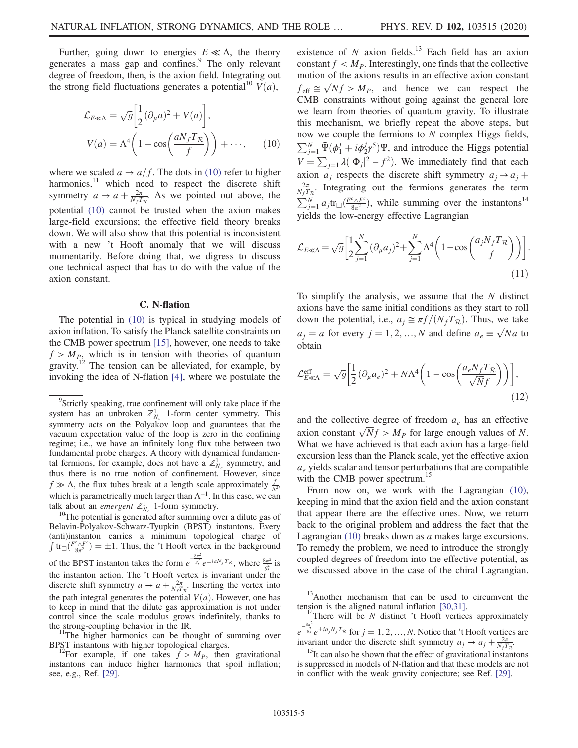Further, going down to energies $E \ll \Lambda$, the theory generates a mass gap and confines.[9] The only relevant degree of freedom, then, is the axion field. Integrating out the strong field fluctuations generates a potential[10] $V(a)$,

$$\mathcal{L}_{E\ll\Lambda} = \sqrt{g}\left[\frac{1}{2}(\partial_\mu a)^2 + V(a)\right],$$
$$V(a) = \Lambda^4\left(1 - \cos\left(\frac{aN_f T_{\mathcal{R}}}{f}\right)\right) + \cdots, \tag{10}$$

where we scaled $a \to a/f$. The dots in (10) refer to higher harmonics,[11] which need to respect the discrete shift symmetry $a \to a + \frac{2\pi}{N_f T_{\mathcal{R}}}$. As we pointed out above, the potential (10) cannot be trusted when the axion makes large-field excursions; the effective field theory breaks down. We will also show that this potential is inconsistent with a new 't Hooft anomaly that we will discuss momentarily. Before doing that, we digress to discuss one technical aspect that has to do with the value of the axion constant.

### C. N-flation

The potential in (10) is typical in studying models of axion inflation. To satisfy the Planck satellite constraints on the CMB power spectrum [15], however, one needs to take $f > M_P$, which is in tension with theories of quantum gravity.[12] The tension can be alleviated, for example, by invoking the idea of N-flation [4], where we postulate the existence of $N$ axion fields.[13] Each field has an axion constant $f < M_P$. Interestingly, one finds that the collective motion of the axions results in an effective axion constant $f_{\rm eff} \cong \sqrt{N} f > M_P$, and hence we can respect the CMB constraints without going against the general lore we learn from theories of quantum gravity. To illustrate this mechanism, we briefly repeat the above steps, but now we couple the fermions to $N$ complex Higgs fields, $\sum_{j=1}^{N} \bar{\Psi}(\phi_1^j + i\phi_2^j\gamma^5)\Psi$, and introduce the Higgs potential $V = \sum_{j=1} \lambda(|\Phi_j|^2 - f^2)$. We immediately find that each axion $a_j$ respects the discrete shift symmetry $a_j \to a_j + \frac{2\pi}{N_f T_{\mathcal{R}}}$. Integrating out the fermions generates the term $\sum_{j=1}^{N} a_j \mathrm{tr}_\square(\frac{F^c\wedge F^c}{8\pi^2})$, while summing over the instantons[14] yields the low-energy effective Lagrangian

$$\mathcal{L}_{E\ll\Lambda} = \sqrt{g}\left[\frac{1}{2}\sum_{j=1}^{N}(\partial_\mu a_j)^2 + \sum_{j=1}^{N}\Lambda^4\left(1 - \cos\left(\frac{a_j N_f T_{\mathcal{R}}}{f}\right)\right)\right]. \tag{11}$$

To simplify the analysis, we assume that the $N$ distinct axions have the same initial conditions as they start to roll down the potential, i.e., $a_j \cong \pi f/(N_f T_{\mathcal{R}})$. Thus, we take $a_j = a$ for every $j = 1, 2, \ldots, N$ and define $a_e \equiv \sqrt{N} a$ to obtain

$$\mathcal{L}^{\rm eff}_{E\ll\Lambda} = \sqrt{g}\left[\frac{1}{2}(\partial_\mu a_e)^2 + N\Lambda^4\left(1 - \cos\left(\frac{a_e N_f T_{\mathcal{R}}}{\sqrt{N} f}\right)\right)\right], \tag{12}$$

and the collective degree of freedom $a_e$ has an effective axion constant $\sqrt{N} f > M_P$ for large enough values of $N$. What we have achieved is that each axion has a large-field excursion less than the Planck scale, yet the effective axion $a_e$ yields scalar and tensor perturbations that are compatible with the CMB power spectrum.[15]

From now on, we work with the Lagrangian (10), keeping in mind that the axion field and the axion constant that appear there are the effective ones. Now, we return back to the original problem and address the fact that the Lagrangian (10) breaks down as $a$ makes large excursions. To remedy the problem, we need to introduce the strongly coupled degrees of freedom into the effective potential, as we discussed above in the case of the chiral Lagrangian.

---

[9] Strictly speaking, true confinement will only take place if the system has an unbroken $\mathbb{Z}^1_{N_c}$ 1-form center symmetry. This symmetry acts on the Polyakov loop and guarantees that the vacuum expectation value of the loop is zero in the confining regime; i.e., we have an infinitely long flux tube between two fundamental probe charges. A theory with dynamical fundamental fermions, for example, does not have a $\mathbb{Z}^1_{N_c}$ symmetry, and thus there is no true notion of confinement. However, since $f \gg \Lambda$, the flux tubes break at a length scale approximately $\frac{f}{\Lambda^2}$, which is parametrically much larger than $\Lambda^{-1}$. In this case, we can talk about an *emergent* $\mathbb{Z}^1_{N_c}$ 1-form symmetry.

[10] The potential is generated after summing over a dilute gas of Belavin-Polyakov-Schwarz-Tyupkin (BPST) instantons. Every (anti)instanton carries a minimum topological charge of $\int \mathrm{tr}_\square(\frac{F^c\wedge F^c}{8\pi^2}) = \pm 1$. Thus, the 't Hooft vertex in the background of the BPST instanton takes the form $e^{-\frac{8\pi^2}{g_s^2}} e^{\pm i a N_f T_{\mathcal{R}}}$, where $\frac{8\pi^2}{g_s^2}$ is the instanton action. The 't Hooft vertex is invariant under the discrete shift symmetry $a \to a + \frac{2\pi}{N_f T_{\mathcal{R}}}$. Inserting the vertex into the path integral generates the potential $V(a)$. However, one has to keep in mind that the dilute gas approximation is not under control since the scale modulus grows indefinitely, thanks to the strong-coupling behavior in the IR.

[11] The higher harmonics can be thought of summing over BPST instantons with higher topological charges.

[12] For example, if one takes $f > M_P$, then gravitational instantons can induce higher harmonics that spoil inflation; see, e.g., Ref. [29].

[13] Another mechanism that can be used to circumvent the tension is the aligned natural inflation [30,31].

[14] There will be $N$ distinct 't Hooft vertices approximately $e^{-\frac{8\pi^2}{g_s^2}} e^{\pm i a_j N_f T_{\mathcal{R}}}$ for $j = 1, 2, \ldots, N$. Notice that 't Hooft vertices are invariant under the discrete shift symmetry $a_j \to a_j + \frac{2\pi}{N_f T_{\mathcal{R}}}$.

[15] It can also be shown that the effect of gravitational instantons is suppressed in models of N-flation and that these models are not in conflict with the weak gravity conjecture; see Ref. [29].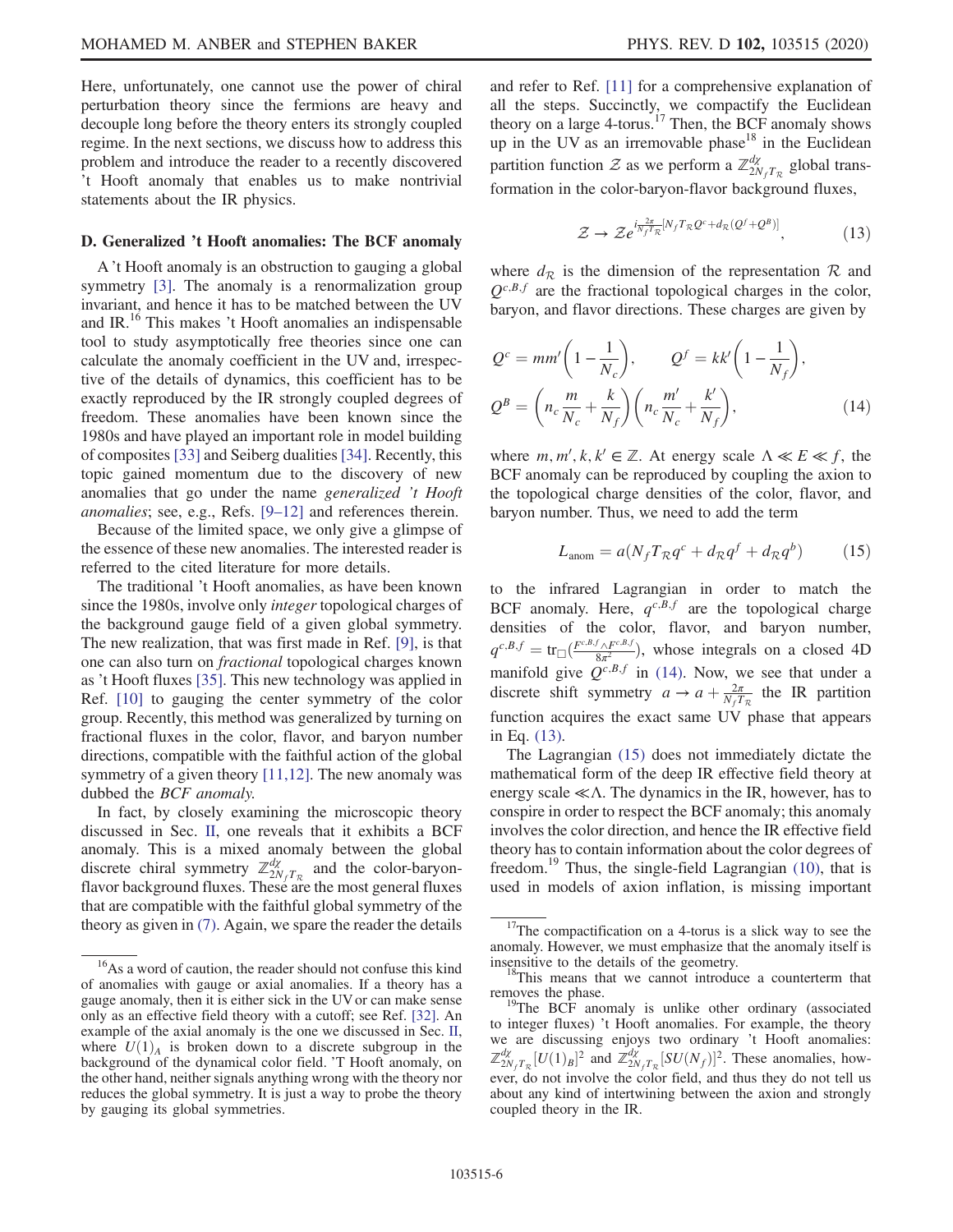Here, unfortunately, one cannot use the power of chiral perturbation theory since the fermions are heavy and decouple long before the theory enters its strongly coupled regime. In the next sections, we discuss how to address this problem and introduce the reader to a recently discovered 't Hooft anomaly that enables us to make nontrivial statements about the IR physics.

### D. Generalized 't Hooft anomalies: The BCF anomaly

A 't Hooft anomaly is an obstruction to gauging a global symmetry [3]. The anomaly is a renormalization group invariant, and hence it has to be matched between the UV and IR.[16] This makes 't Hooft anomalies an indispensable tool to study asymptotically free theories since one can calculate the anomaly coefficient in the UV and, irrespective of the details of dynamics, this coefficient has to be exactly reproduced by the IR strongly coupled degrees of freedom. These anomalies have been known since the 1980s and have played an important role in model building of composites [33] and Seiberg dualities [34]. Recently, this topic gained momentum due to the discovery of new anomalies that go under the name *generalized 't Hooft anomalies*; see, e.g., Refs. [9–12] and references therein.

Because of the limited space, we only give a glimpse of the essence of these new anomalies. The interested reader is referred to the cited literature for more details.

The traditional 't Hooft anomalies, as have been known since the 1980s, involve only *integer* topological charges of the background gauge field of a given global symmetry. The new realization, that was first made in Ref. [9], is that one can also turn on *fractional* topological charges known as 't Hooft fluxes [35]. This new technology was applied in Ref. [10] to gauging the center symmetry of the color group. Recently, this method was generalized by turning on fractional fluxes in the color, flavor, and baryon number directions, compatible with the faithful action of the global symmetry of a given theory [11,12]. The new anomaly was dubbed the *BCF anomaly.*

In fact, by closely examining the microscopic theory discussed in Sec. II, one reveals that it exhibits a BCF anomaly. This is a mixed anomaly between the global discrete chiral symmetry $\mathbb{Z}^{d\chi}_{2N_fT_\mathcal{R}}$ and the color-baryon-flavor background fluxes. These are the most general fluxes that are compatible with the faithful global symmetry of the theory as given in (7). Again, we spare the reader the details and refer to Ref. [11] for a comprehensive explanation of all the steps. Succinctly, we compactify the Euclidean theory on a large 4-torus.[17] Then, the BCF anomaly shows up in the UV as an irremovable phase[18] in the Euclidean partition function $\mathcal{Z}$ as we perform a $\mathbb{Z}^{d\chi}_{2N_fT_\mathcal{R}}$ global transformation in the color-baryon-flavor background fluxes,

$$\mathcal{Z} \to \mathcal{Z} e^{i\frac{2\pi}{N_f T_\mathcal{R}}[N_f T_\mathcal{R} Q^c + d_\mathcal{R}(Q^f + Q^B)]}, \tag{13}$$

where $d_\mathcal{R}$ is the dimension of the representation $\mathcal{R}$ and $Q^{c,B,f}$ are the fractional topological charges in the color, baryon, and flavor directions. These charges are given by

$$Q^c = mm'\left(1 - \frac{1}{N_c}\right), \qquad Q^f = kk'\left(1 - \frac{1}{N_f}\right),$$
$$Q^B = \left(n_c \frac{m}{N_c} + \frac{k}{N_f}\right)\left(n_c \frac{m'}{N_c} + \frac{k'}{N_f}\right), \tag{14}$$

where $m, m', k, k' \in \mathbb{Z}$. At energy scale $\Lambda \ll E \ll f$, the BCF anomaly can be reproduced by coupling the axion to the topological charge densities of the color, flavor, and baryon number. Thus, we need to add the term

$$L_{\text{anom}} = a(N_f T_\mathcal{R} q^c + d_\mathcal{R} q^f + d_\mathcal{R} q^b) \tag{15}$$

to the infrared Lagrangian in order to match the BCF anomaly. Here, $q^{c,B,f}$ are the topological charge densities of the color, flavor, and baryon number, $q^{c,B,f} = \text{tr}_\square(\frac{F^{c,B,f} \wedge F^{c,B,f}}{8\pi^2})$, whose integrals on a closed 4D manifold give $Q^{c,B,f}$ in (14). Now, we see that under a discrete shift symmetry $a \to a + \frac{2\pi}{N_f T_\mathcal{R}}$ the IR partition function acquires the exact same UV phase that appears in Eq. (13).

The Lagrangian (15) does not immediately dictate the mathematical form of the deep IR effective field theory at energy scale $\ll \Lambda$. The dynamics in the IR, however, has to conspire in order to respect the BCF anomaly; this anomaly involves the color direction, and hence the IR effective field theory has to contain information about the color degrees of freedom.[19] Thus, the single-field Lagrangian (10), that is used in models of axion inflation, is missing important

---

[16] As a word of caution, the reader should not confuse this kind of anomalies with gauge or axial anomalies. If a theory has a gauge anomaly, then it is either sick in the UV or can make sense only as an effective field theory with a cutoff; see Ref. [32]. An example of the axial anomaly is the one we discussed in Sec. II, where $U(1)_A$ is broken down to a discrete subgroup in the background of the dynamical color field. 'T Hooft anomaly, on the other hand, neither signals anything wrong with the theory nor reduces the global symmetry. It is just a way to probe the theory by gauging its global symmetries.

[17] The compactification on a 4-torus is a slick way to see the anomaly. However, we must emphasize that the anomaly itself is insensitive to the details of the geometry.

[18] This means that we cannot introduce a counterterm that removes the phase.

[19] The BCF anomaly is unlike other ordinary (associated to integer fluxes) 't Hooft anomalies. For example, the theory we are discussing enjoys two ordinary 't Hooft anomalies: $\mathbb{Z}^{d\chi}_{2N_fT_\mathcal{R}}[U(1)_B]^2$ and $\mathbb{Z}^{d\chi}_{2N_fT_\mathcal{R}}[SU(N_f)]^2$. These anomalies, however, do not involve the color field, and thus they do not tell us about any kind of intertwining between the axion and strongly coupled theory in the IR.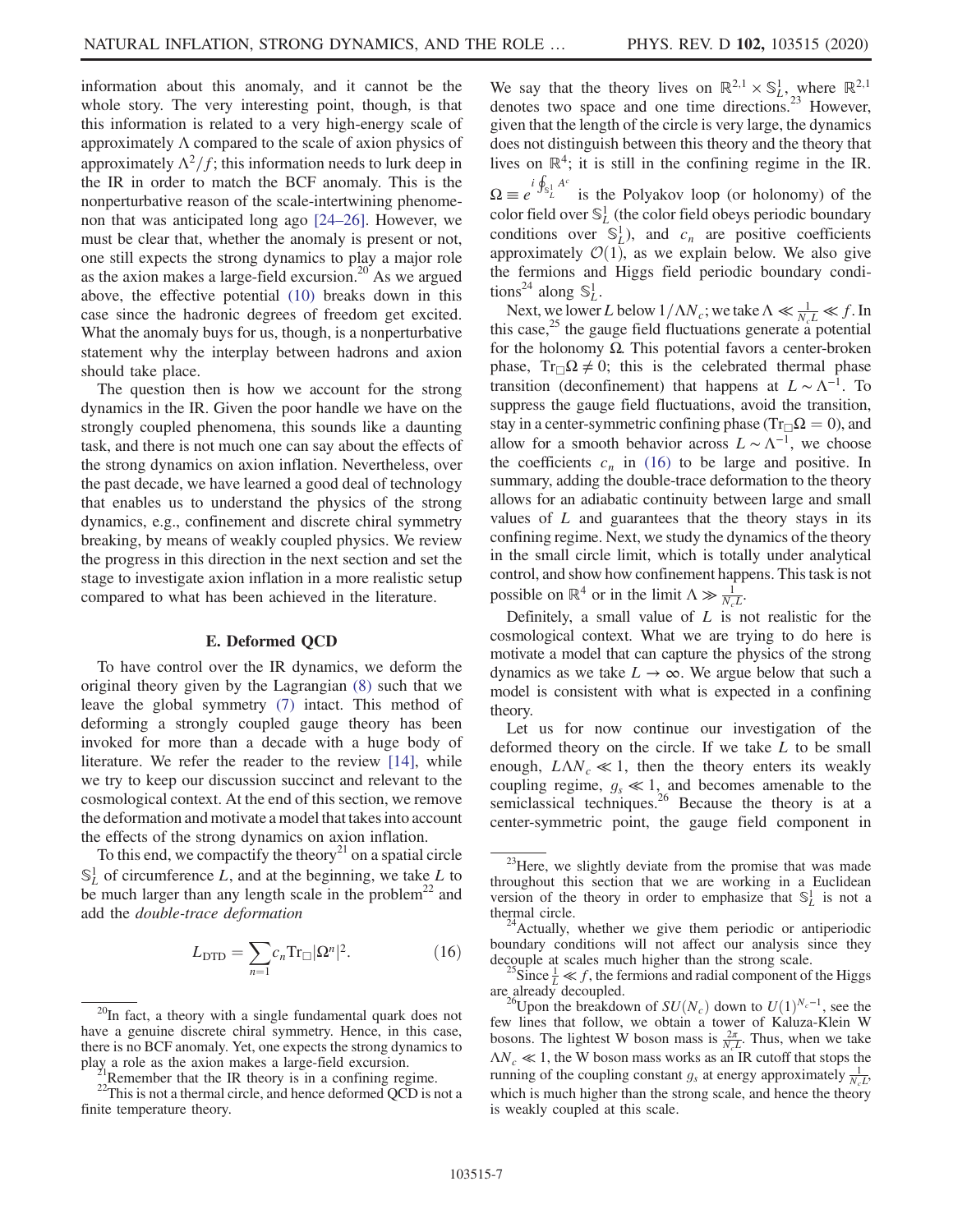information about this anomaly, and it cannot be the whole story. The very interesting point, though, is that this information is related to a very high-energy scale of approximately $\Lambda$ compared to the scale of axion physics of approximately $\Lambda^2/f$; this information needs to lurk deep in the IR in order to match the BCF anomaly. This is the nonperturbative reason of the scale-intertwining phenomenon that was anticipated long ago [24–26]. However, we must be clear that, whether the anomaly is present or not, one still expects the strong dynamics to play a major role as the axion makes a large-field excursion.[20] As we argued above, the effective potential (10) breaks down in this case since the hadronic degrees of freedom get excited. What the anomaly buys for us, though, is a nonperturbative statement why the interplay between hadrons and axion should take place.

The question then is how we account for the strong dynamics in the IR. Given the poor handle we have on the strongly coupled phenomena, this sounds like a daunting task, and there is not much one can say about the effects of the strong dynamics on axion inflation. Nevertheless, over the past decade, we have learned a good deal of technology that enables us to understand the physics of the strong dynamics, e.g., confinement and discrete chiral symmetry breaking, by means of weakly coupled physics. We review the progress in this direction in the next section and set the stage to investigate axion inflation in a more realistic setup compared to what has been achieved in the literature.

### E. Deformed QCD

To have control over the IR dynamics, we deform the original theory given by the Lagrangian (8) such that we leave the global symmetry (7) intact. This method of deforming a strongly coupled gauge theory has been invoked for more than a decade with a huge body of literature. We refer the reader to the review [14], while we try to keep our discussion succinct and relevant to the cosmological context. At the end of this section, we remove the deformation and motivate a model that takes into account the effects of the strong dynamics on axion inflation.

To this end, we compactify the theory[21] on a spatial circle $\mathbb{S}^1_L$ of circumference $L$, and at the beginning, we take $L$ to be much larger than any length scale in the problem[22] and add the *double-trace deformation*

$$L_{\rm DTD} = \sum_{n=1} c_n \mathrm{Tr}_{\Box} |\Omega^n|^2. \qquad (16)$$

We say that the theory lives on $\mathbb{R}^{2,1} \times \mathbb{S}^1_L$, where $\mathbb{R}^{2,1}$ denotes two space and one time directions.[23] However, given that the length of the circle is very large, the dynamics does not distinguish between this theory and the theory that lives on $\mathbb{R}^4$; it is still in the confining regime in the IR. $\Omega \equiv e^{i \oint_{\mathbb{S}^1_L} A^c}$ is the Polyakov loop (or holonomy) of the color field over $\mathbb{S}^1_L$ (the color field obeys periodic boundary conditions over $\mathbb{S}^1_L$), and $c_n$ are positive coefficients approximately $\mathcal{O}(1)$, as we explain below. We also give the fermions and Higgs field periodic boundary conditions[24] along $\mathbb{S}^1_L$.

Next, we lower $L$ below $1/\Lambda N_c$; we take $\Lambda \ll \frac{1}{N_c L} \ll f$. In this case,[25] the gauge field fluctuations generate a potential for the holonomy $\Omega$. This potential favors a center-broken phase, $\mathrm{Tr}_{\Box}\Omega \neq 0$; this is the celebrated thermal phase transition (deconfinement) that happens at $L \sim \Lambda^{-1}$. To suppress the gauge field fluctuations, avoid the transition, stay in a center-symmetric confining phase ($\mathrm{Tr}_{\Box}\Omega = 0$), and allow for a smooth behavior across $L \sim \Lambda^{-1}$, we choose the coefficients $c_n$ in (16) to be large and positive. In summary, adding the double-trace deformation to the theory allows for an adiabatic continuity between large and small values of $L$ and guarantees that the theory stays in its confining regime. Next, we study the dynamics of the theory in the small circle limit, which is totally under analytical control, and show how confinement happens. This task is not possible on $\mathbb{R}^4$ or in the limit $\Lambda \gg \frac{1}{N_c L}$.

Definitely, a small value of $L$ is not realistic for the cosmological context. What we are trying to do here is motivate a model that can capture the physics of the strong dynamics as we take $L \to \infty$. We argue below that such a model is consistent with what is expected in a confining theory.

Let us for now continue our investigation of the deformed theory on the circle. If we take $L$ to be small enough, $L\Lambda N_c \ll 1$, then the theory enters its weakly coupling regime, $g_s \ll 1$, and becomes amenable to the semiclassical techniques.[26] Because the theory is at a center-symmetric point, the gauge field component in

---

[20] In fact, a theory with a single fundamental quark does not have a genuine discrete chiral symmetry. Hence, in this case, there is no BCF anomaly. Yet, one expects the strong dynamics to play a role as the axion makes a large-field excursion.

[21] Remember that the IR theory is in a confining regime.

[22] This is not a thermal circle, and hence deformed QCD is not a finite temperature theory.

[23] Here, we slightly deviate from the promise that was made throughout this section that we are working in a Euclidean version of the theory in order to emphasize that $\mathbb{S}^1_L$ is not a thermal circle.

[24] Actually, whether we give them periodic or antiperiodic boundary conditions will not affect our analysis since they decouple at scales much higher than the strong scale.

[25] Since $\frac{1}{L} \ll f$, the fermions and radial component of the Higgs are already decoupled.

[26] Upon the breakdown of $SU(N_c)$ down to $U(1)^{N_c-1}$, see the few lines that follow, we obtain a tower of Kaluza-Klein W bosons. The lightest W boson mass is $\frac{2\pi}{N_c L}$. Thus, when we take $\Lambda N_c \ll 1$, the W boson mass works as an IR cutoff that stops the running of the coupling constant $g_s$ at energy approximately $\frac{1}{N_c L}$, which is much higher than the strong scale, and hence the theory is weakly coupled at this scale.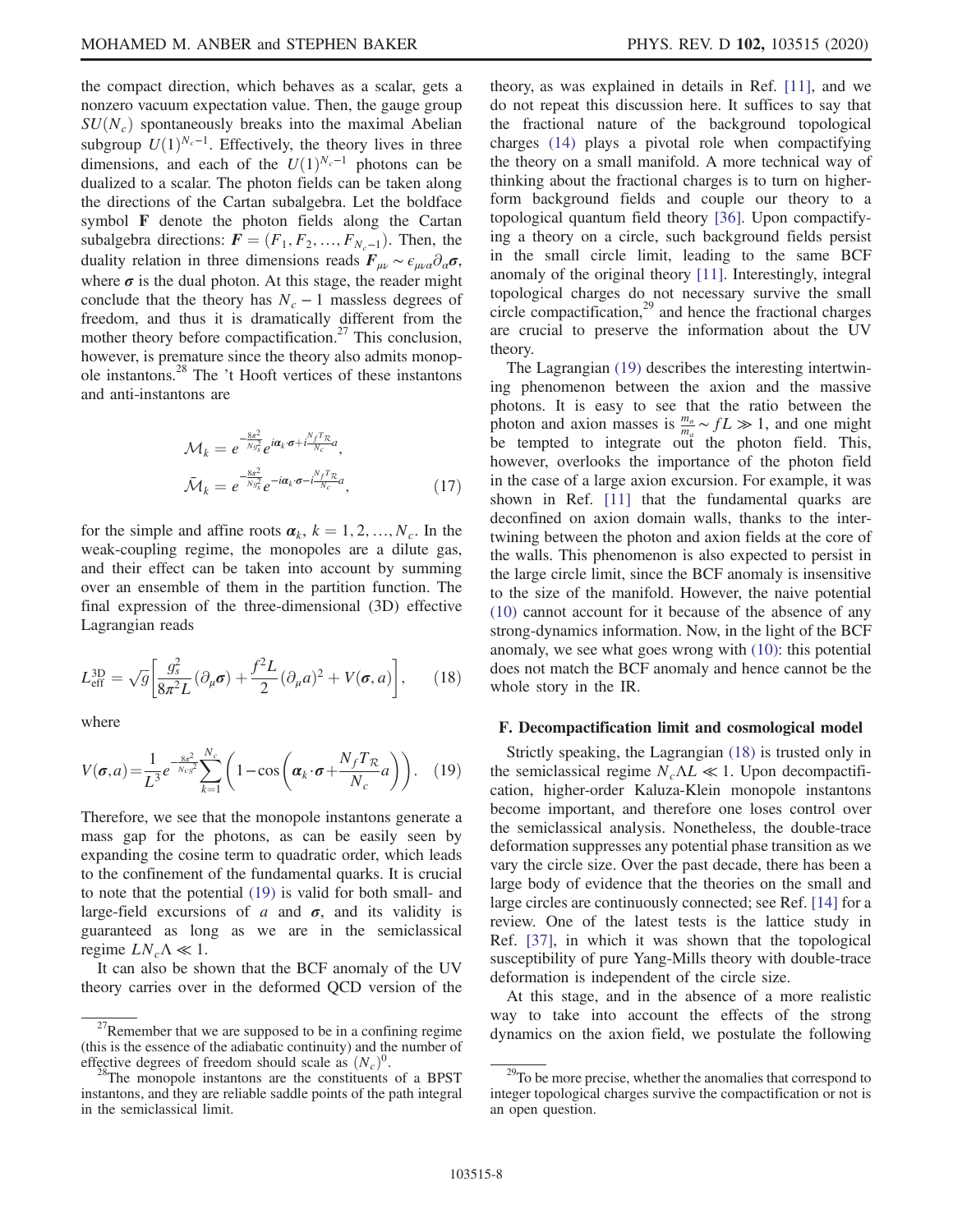the compact direction, which behaves as a scalar, gets a nonzero vacuum expectation value. Then, the gauge group $SU(N_c)$ spontaneously breaks into the maximal Abelian subgroup $U(1)^{N_c-1}$. Effectively, the theory lives in three dimensions, and each of the $U(1)^{N_c-1}$ photons can be dualized to a scalar. The photon fields can be taken along the directions of the Cartan subalgebra. Let the boldface symbol $\mathbf{F}$ denote the photon fields along the Cartan subalgebra directions: $\boldsymbol{F} = (F_1, F_2, ..., F_{N_c-1})$. Then, the duality relation in three dimensions reads $\boldsymbol{F}_{\mu\nu} \sim \epsilon_{\mu\nu\alpha}\partial_\alpha \boldsymbol{\sigma}$, where $\boldsymbol{\sigma}$ is the dual photon. At this stage, the reader might conclude that the theory has $N_c - 1$ massless degrees of freedom, and thus it is dramatically different from the mother theory before compactification.[27] This conclusion, however, is premature since the theory also admits monopole instantons.[28] The 't Hooft vertices of these instantons and anti-instantons are

$$\mathcal{M}_k = e^{-\frac{8\pi^2}{Ng_s^2}} e^{i\boldsymbol{\alpha}_k\cdot\boldsymbol{\sigma} + i\frac{N_f T_\mathcal{R}}{N_c}a},$$
$$\bar{\mathcal{M}}_k = e^{-\frac{8\pi^2}{Ng_s^2}} e^{-i\boldsymbol{\alpha}_k\cdot\boldsymbol{\sigma} - i\frac{N_f T_\mathcal{R}}{N_c}a}, \tag{17}$$

for the simple and affine roots $\boldsymbol{\alpha}_k$, $k = 1, 2, ..., N_c$. In the weak-coupling regime, the monopoles are a dilute gas, and their effect can be taken into account by summing over an ensemble of them in the partition function. The final expression of the three-dimensional (3D) effective Lagrangian reads

$$L_{\rm eff}^{3\rm D} = \sqrt{g}\left[\frac{g_s^2}{8\pi^2 L}(\partial_\mu\boldsymbol{\sigma}) + \frac{f^2 L}{2}(\partial_\mu a)^2 + V(\boldsymbol{\sigma}, a)\right], \tag{18}$$

where

$$V(\boldsymbol{\sigma}, a) = \frac{1}{L^3} e^{-\frac{8\pi^2}{N_c g^2}} \sum_{k=1}^{N_c}\left(1 - \cos\left(\boldsymbol{\alpha}_k\cdot\boldsymbol{\sigma} + \frac{N_f T_\mathcal{R}}{N_c}a\right)\right). \tag{19}$$

Therefore, we see that the monopole instantons generate a mass gap for the photons, as can be easily seen by expanding the cosine term to quadratic order, which leads to the confinement of the fundamental quarks. It is crucial to note that the potential (19) is valid for both small- and large-field excursions of $a$ and $\boldsymbol{\sigma}$, and its validity is guaranteed as long as we are in the semiclassical regime $LN_c\Lambda \ll 1$.

It can also be shown that the BCF anomaly of the UV theory carries over in the deformed QCD version of the theory, as was explained in details in Ref. [11], and we do not repeat this discussion here. It suffices to say that the fractional nature of the background topological charges (14) plays a pivotal role when compactifying the theory on a small manifold. A more technical way of thinking about the fractional charges is to turn on higher-form background fields and couple our theory to a topological quantum field theory [36]. Upon compactifying a theory on a circle, such background fields persist in the small circle limit, leading to the same BCF anomaly of the original theory [11]. Interestingly, integral topological charges do not necessary survive the small circle compactification,[29] and hence the fractional charges are crucial to preserve the information about the UV theory.

The Lagrangian (19) describes the interesting intertwining phenomenon between the axion and the massive photons. It is easy to see that the ratio between the photon and axion masses is $\frac{m_\sigma}{m_a} \sim fL \gg 1$, and one might be tempted to integrate out the photon field. This, however, overlooks the importance of the photon field in the case of a large axion excursion. For example, it was shown in Ref. [11] that the fundamental quarks are deconfined on axion domain walls, thanks to the intertwining between the photon and axion fields at the core of the walls. This phenomenon is also expected to persist in the large circle limit, since the BCF anomaly is insensitive to the size of the manifold. However, the naive potential (10) cannot account for it because of the absence of any strong-dynamics information. Now, in the light of the BCF anomaly, we see what goes wrong with (10): this potential does not match the BCF anomaly and hence cannot be the whole story in the IR.

### F. Decompactification limit and cosmological model

Strictly speaking, the Lagrangian (18) is trusted only in the semiclassical regime $N_c\Lambda L \ll 1$. Upon decompactification, higher-order Kaluza-Klein monopole instantons become important, and therefore one loses control over the semiclassical analysis. Nonetheless, the double-trace deformation suppresses any potential phase transition as we vary the circle size. Over the past decade, there has been a large body of evidence that the theories on the small and large circles are continuously connected; see Ref. [14] for a review. One of the latest tests is the lattice study in Ref. [37], in which it was shown that the topological susceptibility of pure Yang-Mills theory with double-trace deformation is independent of the circle size.

At this stage, and in the absence of a more realistic way to take into account the effects of the strong dynamics on the axion field, we postulate the following

[27] Remember that we are supposed to be in a confining regime (this is the essence of the adiabatic continuity) and the number of effective degrees of freedom should scale as $(N_c)^0$.

[28] The monopole instantons are the constituents of a BPST instantons, and they are reliable saddle points of the path integral in the semiclassical limit.

[29] To be more precise, whether the anomalies that correspond to integer topological charges survive the compactification or not is an open question.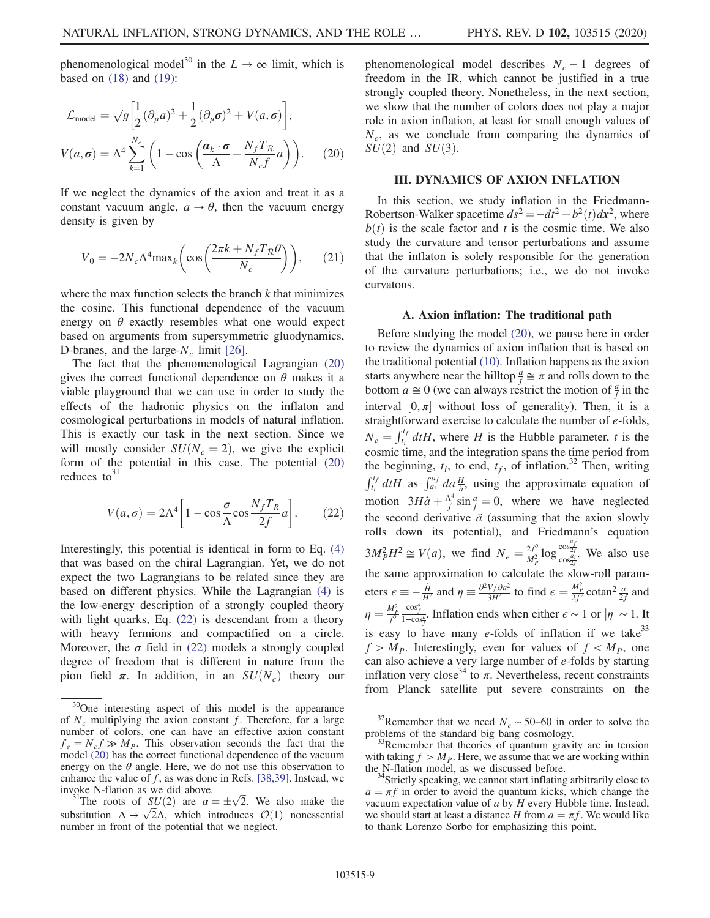phenomenological model[30] in the $L \to \infty$ limit, which is based on (18) and (19):

$$\mathcal{L}_{\rm model} = \sqrt{g}\left[\frac{1}{2}(\partial_\mu a)^2 + \frac{1}{2}(\partial_\mu \boldsymbol{\sigma})^2 + V(a, \boldsymbol{\sigma})\right],$$

$$V(a, \boldsymbol{\sigma}) = \Lambda^4 \sum_{k=1}^{N_c}\left(1 - \cos\left(\frac{\boldsymbol{\alpha}_k \cdot \boldsymbol{\sigma}}{\Lambda} + \frac{N_f T_{\mathcal{R}}}{N_c f} a\right)\right). \quad (20)$$

If we neglect the dynamics of the axion and treat it as a constant vacuum angle, $a \to \theta$, then the vacuum energy density is given by

$$V_0 = -2N_c \Lambda^4 \max_k\left(\cos\left(\frac{2\pi k + N_f T_{\mathcal{R}} \theta}{N_c}\right)\right), \quad (21)$$

where the max function selects the branch $k$ that minimizes the cosine. This functional dependence of the vacuum energy on $\theta$ exactly resembles what one would expect based on arguments from supersymmetric gluodynamics, D-branes, and the large-$N_c$ limit [26].

The fact that the phenomenological Lagrangian (20) gives the correct functional dependence on $\theta$ makes it a viable playground that we can use in order to study the effects of the hadronic physics on the inflaton and cosmological perturbations in models of natural inflation. This is exactly our task in the next section. Since we will mostly consider $SU(N_c = 2)$, we give the explicit form of the potential in this case. The potential (20) reduces to[31]

$$V(a, \sigma) = 2\Lambda^4\left[1 - \cos\frac{\sigma}{\Lambda}\cos\frac{N_f T_R}{2f} a\right]. \quad (22)$$

Interestingly, this potential is identical in form to Eq. (4) that was based on the chiral Lagrangian. Yet, we do not expect the two Lagrangians to be related since they are based on different physics. While the Lagrangian (4) is the low-energy description of a strongly coupled theory with light quarks, Eq. (22) is descendant from a theory with heavy fermions and compactified on a circle. Moreover, the $\sigma$ field in (22) models a strongly coupled degree of freedom that is different in nature from the pion field $\boldsymbol{\pi}$. In addition, in an $SU(N_c)$ theory our phenomenological model describes $N_c - 1$ degrees of freedom in the IR, which cannot be justified in a true strongly coupled theory. Nonetheless, in the next section, we show that the number of colors does not play a major role in axion inflation, at least for small enough values of $N_c$, as we conclude from comparing the dynamics of $SU(2)$ and $SU(3)$.

## III. DYNAMICS OF AXION INFLATION

In this section, we study inflation in the Friedmann-Robertson-Walker spacetime $ds^2 = -dt^2 + b^2(t)d\boldsymbol{x}^2$, where $b(t)$ is the scale factor and $t$ is the cosmic time. We also study the curvature and tensor perturbations and assume that the inflaton is solely responsible for the generation of the curvature perturbations; i.e., we do not invoke curvatons.

### A. Axion inflation: The traditional path

Before studying the model (20), we pause here in order to review the dynamics of axion inflation that is based on the traditional potential (10). Inflation happens as the axion starts anywhere near the hilltop $\frac{a}{f} \cong \pi$ and rolls down to the bottom $a \cong 0$ (we can always restrict the motion of $\frac{a}{f}$ in the interval $[0, \pi]$ without loss of generality). Then, it is a straightforward exercise to calculate the number of $e$-folds, $N_e = \int_{t_i}^{t_f} dt H$, where $H$ is the Hubble parameter, $t$ is the cosmic time, and the integration spans the time period from the beginning, $t_i$, to end, $t_f$, of inflation.[32] Then, writing $\int_{t_i}^{t_f} dt H$ as $\int_{a_i}^{a_f} da \frac{H}{\dot{a}}$, using the approximate equation of motion $3H\dot{a} + \frac{\Lambda^4}{f}\sin\frac{a}{f} = 0$, where we have neglected the second derivative $\ddot{a}$ (assuming that the axion slowly rolls down its potential), and Friedmann's equation $3M_P^2 H^2 \cong V(a)$, we find $N_e = \frac{2f^2}{M_P^2}\log\frac{\cos\frac{a_f}{2f}}{\cos\frac{a_i}{2f}}$. We also use the same approximation to calculate the slow-roll parameters $\epsilon \equiv -\frac{\dot{H}}{H^2}$ and $\eta \equiv \frac{\partial^2 V/\partial a^2}{3H^2}$ to find $\epsilon = \frac{M_P^2}{2f^2}\text{cotan}^2\frac{a}{2f}$ and $\eta = \frac{M_P^2}{f^2}\frac{\cos\frac{a}{f}}{1-\cos\frac{a}{f}}$. Inflation ends when either $\epsilon \sim 1$ or $|\eta| \sim 1$. It is easy to have many $e$-folds of inflation if we take[33] $f > M_P$. Interestingly, even for values of $f < M_P$, one can also achieve a very large number of $e$-folds by starting inflation very close[34] to $\pi$. Nevertheless, recent constraints from Planck satellite put severe constraints on the

---

[30] One interesting aspect of this model is the appearance of $N_c$ multiplying the axion constant $f$. Therefore, for a large number of colors, one can have an effective axion constant $f_e = N_c f \gg M_P$. This observation seconds the fact that the model (20) has the correct functional dependence of the vacuum energy on the $\theta$ angle. Here, we do not use this observation to enhance the value of $f$, as was done in Refs. [38,39]. Instead, we invoke N-flation as we did above.

[31] The roots of $SU(2)$ are $\alpha = \pm\sqrt{2}$. We also make the substitution $\Lambda \to \sqrt{2}\Lambda$, which introduces $\mathcal{O}(1)$ nonessential number in front of the potential that we neglect.

[32] Remember that we need $N_e \sim 50$–$60$ in order to solve the problems of the standard big bang cosmology.

[33] Remember that theories of quantum gravity are in tension with taking $f > M_P$. Here, we assume that we are working within the N-flation model, as we discussed before.

[34] Strictly speaking, we cannot start inflating arbitrarily close to $a = \pi f$ in order to avoid the quantum kicks, which change the vacuum expectation value of $a$ by $H$ every Hubble time. Instead, we should start at least a distance $H$ from $a = \pi f$. We would like to thank Lorenzo Sorbo for emphasizing this point.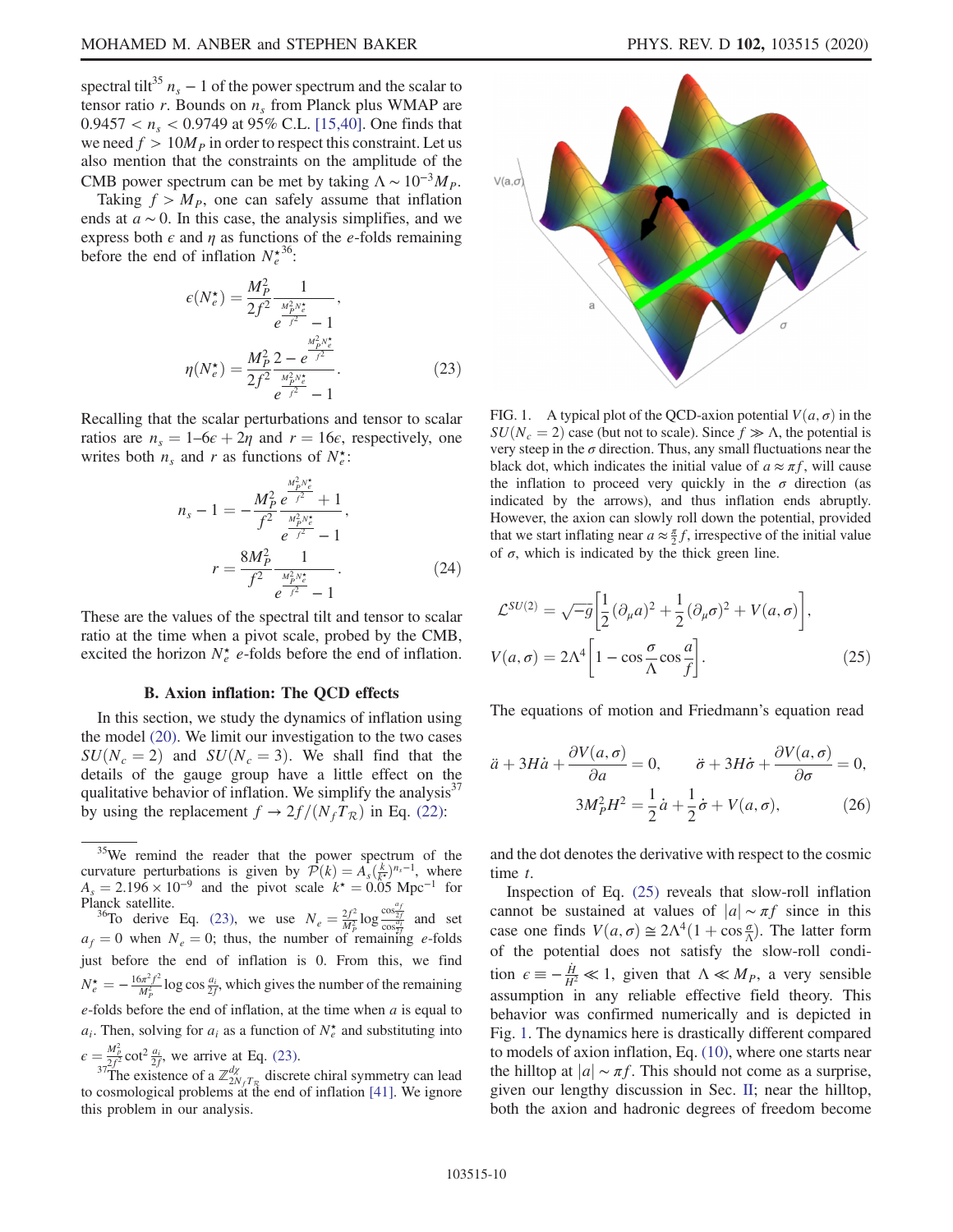spectral tilt[35] $n_s - 1$ of the power spectrum and the scalar to tensor ratio $r$. Bounds on $n_s$ from Planck plus WMAP are $0.9457 < n_s < 0.9749$ at 95% C.L. [15,40]. One finds that we need $f > 10 M_P$ in order to respect this constraint. Let us also mention that the constraints on the amplitude of the CMB power spectrum can be met by taking $\Lambda \sim 10^{-3} M_P$.

Taking $f > M_P$, one can safely assume that inflation ends at $a \sim 0$. In this case, the analysis simplifies, and we express both $\epsilon$ and $\eta$ as functions of the $e$-folds remaining before the end of inflation $N_e^\star$[36]:

$$
\begin{aligned}
\epsilon(N_e^\star) &= \frac{M_P^2}{2f^2} \frac{1}{e^{\frac{M_P^2 N_e^\star}{f^2}} - 1}, \\
\eta(N_e^\star) &= \frac{M_P^2}{2f^2} \frac{2 - e^{\frac{M_P^2 N_e^\star}{f^2}}}{e^{\frac{M_P^2 N_e^\star}{f^2}} - 1}.
\end{aligned} \tag{23}
$$

Recalling that the scalar perturbations and tensor to scalar ratios are $n_s = 1 – 6\epsilon + 2\eta$ and $r = 16\epsilon$, respectively, one writes both $n_s$ and $r$ as functions of $N_e^\star$:

$$
\begin{aligned}
n_s - 1 &= -\frac{M_P^2}{f^2} \frac{e^{\frac{M_P^2 N_e^\star}{f^2}} + 1}{e^{\frac{M_P^2 N_e^\star}{f^2}} - 1}, \\
r &= \frac{8M_P^2}{f^2} \frac{1}{e^{\frac{M_P^2 N_e^\star}{f^2}} - 1}.
\end{aligned} \tag{24}
$$

These are the values of the spectral tilt and tensor to scalar ratio at the time when a pivot scale, probed by the CMB, excited the horizon $N_e^\star$ $e$-folds before the end of inflation.

### B. Axion inflation: The QCD effects

In this section, we study the dynamics of inflation using the model (20). We limit our investigation to the two cases $SU(N_c = 2)$ and $SU(N_c = 3)$. We shall find that the details of the gauge group have a little effect on the qualitative behavior of inflation. We simplify the analysis[37] by using the replacement $f \to 2f/(N_f T_{\mathcal{R}})$ in Eq. (22):

FIG. 1. A typical plot of the QCD-axion potential $V(a, \sigma)$ in the $SU(N_c = 2)$ case (but not to scale). Since $f \gg \Lambda$, the potential is very steep in the $\sigma$ direction. Thus, any small fluctuations near the black dot, which indicates the initial value of $a \approx \pi f$, will cause the inflation to proceed very quickly in the $\sigma$ direction (as indicated by the arrows), and thus inflation ends abruptly. However, the axion can slowly roll down the potential, provided that we start inflating near $a \approx \frac{\pi}{2} f$, irrespective of the initial value of $\sigma$, which is indicated by the thick green line.

$$
\begin{aligned}
\mathcal{L}^{SU(2)} &= \sqrt{-g}\left[\frac{1}{2}(\partial_\mu a)^2 + \frac{1}{2}(\partial_\mu \sigma)^2 + V(a, \sigma)\right], \\
V(a, \sigma) &= 2\Lambda^4 \left[1 - \cos\frac{\sigma}{\Lambda}\cos\frac{a}{f}\right].
\end{aligned} \tag{25}
$$

The equations of motion and Friedmann's equation read

$$
\begin{aligned}
\ddot{a} + 3H\dot{a} + \frac{\partial V(a, \sigma)}{\partial a} = 0, \qquad \ddot{\sigma} + 3H\dot{\sigma} + \frac{\partial V(a, \sigma)}{\partial \sigma} = 0, \\
3M_P^2 H^2 = \frac{1}{2}\dot{a} + \frac{1}{2}\dot{\sigma} + V(a, \sigma),
\end{aligned} \tag{26}
$$

and the dot denotes the derivative with respect to the cosmic time $t$.

Inspection of Eq. (25) reveals that slow-roll inflation cannot be sustained at values of $|a| \sim \pi f$ since in this case one finds $V(a, \sigma) \cong 2\Lambda^4 (1 + \cos\frac{\sigma}{\Lambda})$. The latter form of the potential does not satisfy the slow-roll condition $\epsilon \equiv -\frac{\dot{H}}{H^2} \ll 1$, given that $\Lambda \ll M_P$, a very sensible assumption in any reliable effective field theory. This behavior was confirmed numerically and is depicted in Fig. 1. The dynamics here is drastically different compared to models of axion inflation, Eq. (10), where one starts near the hilltop at $|a| \sim \pi f$. This should not come as a surprise, given our lengthy discussion in Sec. II; near the hilltop, both the axion and hadronic degrees of freedom become

---

[35] We remind the reader that the power spectrum of the curvature perturbations is given by $\mathcal{P}(k) = A_s (\frac{k}{k^\star})^{n_s - 1}$, where $A_s = 2.196 \times 10^{-9}$ and the pivot scale $k^\star = 0.05$ Mpc$^{-1}$ for Planck satellite.

[36] To derive Eq. (23), we use $N_e = \frac{2f^2}{M_P^2} \log \frac{\cos\frac{a_f}{2f}}{\cos\frac{a_i}{2f}}$ and set $a_f = 0$ when $N_e = 0$; thus, the number of remaining $e$-folds just before the end of inflation is 0. From this, we find $N_e^\star = -\frac{16\pi^2 f^2}{M_P^2} \log\cos\frac{a_i}{2f}$, which gives the number of the remaining $e$-folds before the end of inflation, at the time when $a$ is equal to $a_i$. Then, solving for $a_i$ as a function of $N_e^\star$ and substituting into $\epsilon = \frac{M_P^2}{2f^2} \cot^2 \frac{a_i}{2f}$, we arrive at Eq. (23).

[37] The existence of a $\mathbb{Z}^{d\chi}_{2N_f T_{\mathcal{R}}}$ discrete chiral symmetry can lead to cosmological problems at the end of inflation [41]. We ignore this problem in our analysis.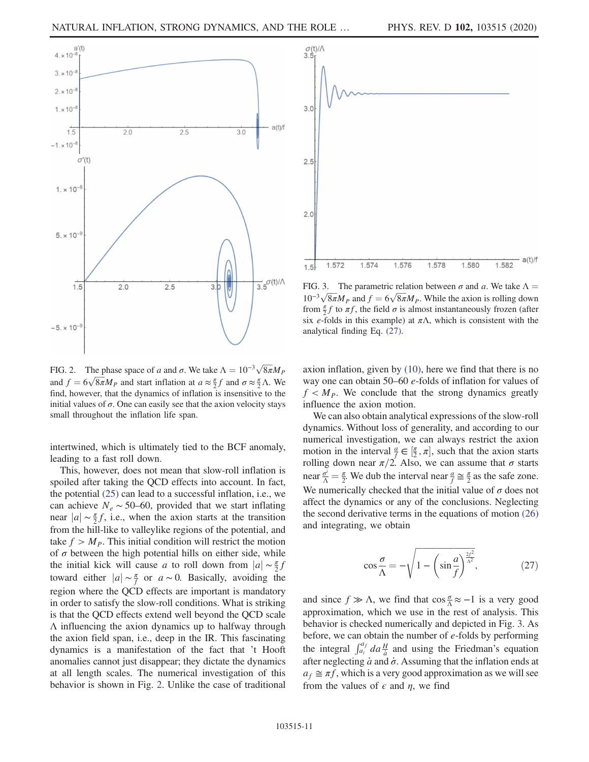FIG. 2. The phase space of $a$ and $\sigma$. We take $\Lambda = 10^{-3}\sqrt{8\pi}M_P$ and $f = 6\sqrt{8\pi}M_P$ and start inflation at $a \approx \frac{\pi}{2} f$ and $\sigma \approx \frac{\pi}{2}\Lambda$. We find, however, that the dynamics of inflation is insensitive to the initial values of $\sigma$. One can easily see that the axion velocity stays small throughout the inflation life span.

FIG. 3. The parametric relation between $\sigma$ and $a$. We take $\Lambda = 10^{-3}\sqrt{8\pi}M_P$ and $f = 6\sqrt{8\pi}M_P$. While the axion is rolling down from $\frac{\pi}{2} f$ to $\pi f$, the field $\sigma$ is almost instantaneously frozen (after six $e$-folds in this example) at $\pi\Lambda$, which is consistent with the analytical finding Eq. (27).

intertwined, which is ultimately tied to the BCF anomaly, leading to a fast roll down.

This, however, does not mean that slow-roll inflation is spoiled after taking the QCD effects into account. In fact, the potential (25) can lead to a successful inflation, i.e., we can achieve $N_e \sim 50$–$60$, provided that we start inflating near $|a| \sim \frac{\pi}{2} f$, i.e., when the axion starts at the transition from the hill-like to valleylike regions of the potential, and take $f > M_P$. This initial condition will restrict the motion of $\sigma$ between the high potential hills on either side, while the initial kick will cause $a$ to roll down from $|a| \sim \frac{\pi}{2} f$ toward either $|a| \sim \frac{\pi}{f}$ or $a \sim 0$. Basically, avoiding the region where the QCD effects are important is mandatory in order to satisfy the slow-roll conditions. What is striking is that the QCD effects extend well beyond the QCD scale $\Lambda$ influencing the axion dynamics up to halfway through the axion field span, i.e., deep in the IR. This fascinating dynamics is a manifestation of the fact that 't Hooft anomalies cannot just disappear; they dictate the dynamics at all length scales. The numerical investigation of this behavior is shown in Fig. 2. Unlike the case of traditional axion inflation, given by (10), here we find that there is no way one can obtain 50–60 $e$-folds of inflation for values of $f < M_P$. We conclude that the strong dynamics greatly influence the axion motion.

We can also obtain analytical expressions of the slow-roll dynamics. Without loss of generality, and according to our numerical investigation, we can always restrict the axion motion in the interval $\frac{a}{f} \in [\frac{\pi}{2}, \pi]$, such that the axion starts rolling down near $\pi/2$. Also, we can assume that $\sigma$ starts near $\frac{\sigma'}{\Lambda} = \frac{\pi}{2}$. We dub the interval near $\frac{a}{f} \cong \frac{\pi}{2}$ as the safe zone. We numerically checked that the initial value of $\sigma$ does not affect the dynamics or any of the conclusions. Neglecting the second derivative terms in the equations of motion (26) and integrating, we obtain

$$\cos\frac{\sigma}{\Lambda} = -\sqrt{1 - \left(\sin\frac{a}{f}\right)^{\frac{2f^2}{\Lambda^2}}}, \tag{27}$$

and since $f \gg \Lambda$, we find that $\cos\frac{\sigma}{\Lambda} \approx -1$ is a very good approximation, which we use in the rest of analysis. This behavior is checked numerically and depicted in Fig. 3. As before, we can obtain the number of $e$-folds by performing the integral $\int_{a_i}^{a_f} da \frac{H}{\dot{a}}$ and using the Friedman's equation after neglecting $\dot{a}$ and $\dot{\sigma}$. Assuming that the inflation ends at $a_f \cong \pi f$, which is a very good approximation as we will see from the values of $\epsilon$ and $\eta$, we find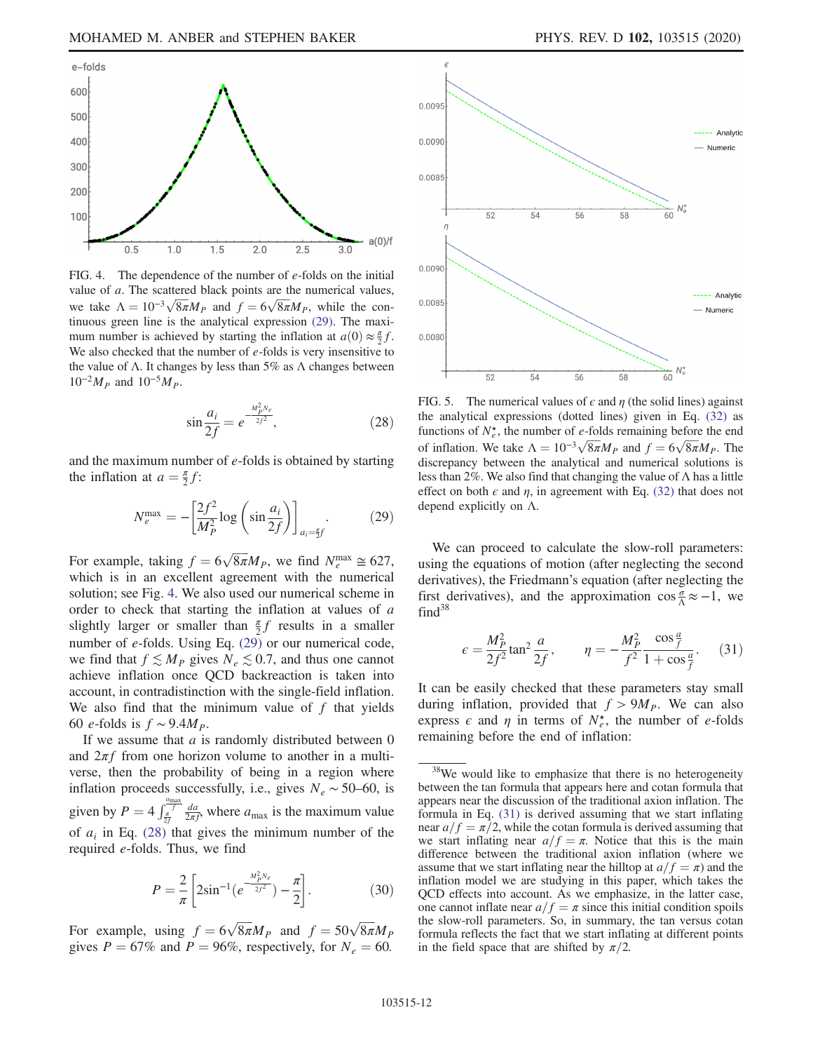FIG. 4. The dependence of the number of $e$-folds on the initial value of $a$. The scattered black points are the numerical values, we take $\Lambda = 10^{-3}\sqrt{8\pi}M_P$ and $f = 6\sqrt{8\pi}M_P$, while the continuous green line is the analytical expression (29). The maximum number is achieved by starting the inflation at $a(0) \approx \frac{\pi}{2} f$. We also checked that the number of $e$-folds is very insensitive to the value of $\Lambda$. It changes by less than 5% as $\Lambda$ changes between $10^{-2}M_P$ and $10^{-5}M_P$.

$$\sin\frac{a_i}{2f} = e^{-\frac{M_P^2 N_e}{2f^2}}, \tag{28}$$

and the maximum number of $e$-folds is obtained by starting the inflation at $a = \frac{\pi}{2} f$:

$$N_e^{\max} = -\left[\frac{2f^2}{M_P^2}\log\left(\sin\frac{a_i}{2f}\right)\right]_{a_i=\frac{\pi}{2}f}. \tag{29}$$

For example, taking $f = 6\sqrt{8\pi}M_P$, we find $N_e^{\max} \cong 627$, which is in an excellent agreement with the numerical solution; see Fig. 4. We also used our numerical scheme in order to check that starting the inflation at values of $a$ slightly larger or smaller than $\frac{\pi}{2} f$ results in a smaller number of $e$-folds. Using Eq. (29) or our numerical code, we find that $f \lesssim M_P$ gives $N_e \lesssim 0.7$, and thus one cannot achieve inflation once QCD backreaction is taken into account, in contradistinction with the single-field inflation. We also find that the minimum value of $f$ that yields 60 $e$-folds is $f \sim 9.4 M_P$.

If we assume that $a$ is randomly distributed between 0 and $2\pi f$ from one horizon volume to another in a multiverse, then the probability of being in a region where inflation proceeds successfully, i.e., gives $N_e \sim 50$–60, is given by $P = 4\int_{\frac{\pi}{2f}}^{\frac{a_{\max}}{f}} \frac{da}{2\pi f}$, where $a_{\max}$ is the maximum value of $a_i$ in Eq. (28) that gives the minimum number of the required $e$-folds. Thus, we find

$$P = \frac{2}{\pi}\left[2\sin^{-1}\left(e^{-\frac{M_P^2 N_e}{2f^2}}\right) - \frac{\pi}{2}\right]. \tag{30}$$

For example, using $f = 6\sqrt{8\pi}M_P$ and $f = 50\sqrt{8\pi}M_P$ gives $P = 67\%$ and $P = 96\%$, respectively, for $N_e = 60$.

FIG. 5. The numerical values of $\epsilon$ and $\eta$ (the solid lines) against the analytical expressions (dotted lines) given in Eq. (32) as functions of $N_e^\star$, the number of $e$-folds remaining before the end of inflation. We take $\Lambda = 10^{-3}\sqrt{8\pi}M_P$ and $f = 6\sqrt{8\pi}M_P$. The discrepancy between the analytical and numerical solutions is less than 2%. We also find that changing the value of $\Lambda$ has a little effect on both $\epsilon$ and $\eta$, in agreement with Eq. (32) that does not depend explicitly on $\Lambda$.

We can proceed to calculate the slow-roll parameters: using the equations of motion (after neglecting the second derivatives), the Friedmann's equation (after neglecting the first derivatives), and the approximation $\cos\frac{\sigma}{\Lambda} \approx -1$, we find[38]

$$\epsilon = \frac{M_P^2}{2f^2}\tan^2\frac{a}{2f}, \qquad \eta = -\frac{M_P^2}{f^2}\frac{\cos\frac{a}{f}}{1+\cos\frac{a}{f}}. \tag{31}$$

It can be easily checked that these parameters stay small during inflation, provided that $f > 9M_P$. We can also express $\epsilon$ and $\eta$ in terms of $N_e^\star$, the number of $e$-folds remaining before the end of inflation:

[38]We would like to emphasize that there is no heterogeneity between the tan formula that appears here and cotan formula that appears near the discussion of the traditional axion inflation. The formula in Eq. (31) is derived assuming that we start inflating near $a/f = \pi/2$, while the cotan formula is derived assuming that we start inflating near $a/f = \pi$. Notice that this is the main difference between the traditional axion inflation (where we assume that we start inflating near the hilltop at $a/f = \pi$) and the inflation model we are studying in this paper, which takes the QCD effects into account. As we emphasize, in the latter case, one cannot inflate near $a/f = \pi$ since this initial condition spoils the slow-roll parameters. So, in summary, the tan versus cotan formula reflects the fact that we start inflating at different points in the field space that are shifted by $\pi/2$.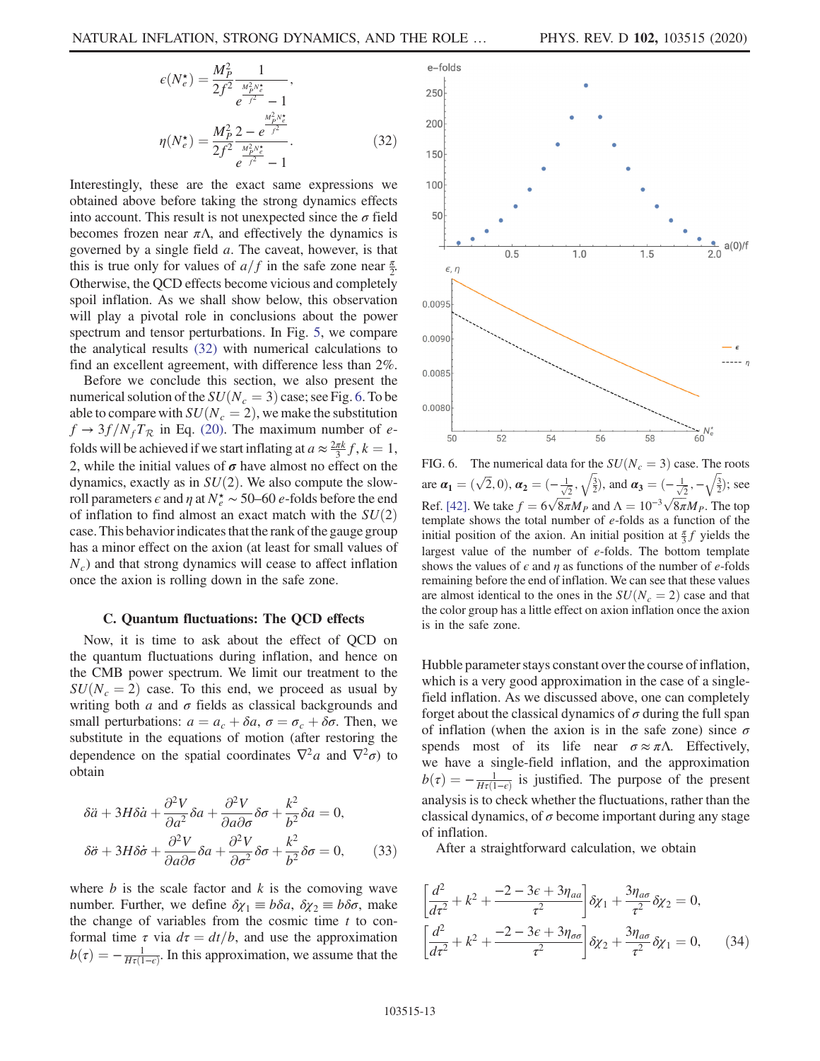$$
\epsilon(N_e^\star) = \frac{M_P^2}{2f^2}\frac{1}{e^{\frac{M_P^2 N_e^\star}{f^2}} - 1},
$$

$$
\eta(N_e^\star) = \frac{M_P^2}{2f^2}\frac{2 - e^{\frac{M_P^2 N_e^\star}{f^2}}}{e^{\frac{M_P^2 N_e^\star}{f^2}} - 1}. \tag{32}
$$

Interestingly, these are the exact same expressions we obtained above before taking the strong dynamics effects into account. This result is not unexpected since the $\sigma$ field becomes frozen near $\pi\Lambda$, and effectively the dynamics is governed by a single field $a$. The caveat, however, is that this is true only for values of $a/f$ in the safe zone near $\frac{\pi}{2}$. Otherwise, the QCD effects become vicious and completely spoil inflation. As we shall show below, this observation will play a pivotal role in conclusions about the power spectrum and tensor perturbations. In Fig. 5, we compare the analytical results (32) with numerical calculations to find an excellent agreement, with difference less than 2%.

Before we conclude this section, we also present the numerical solution of the $SU(N_c = 3)$ case; see Fig. 6. To be able to compare with $SU(N_c = 2)$, we make the substitution $f \to 3f/N_f T_{\mathcal{R}}$ in Eq. (20). The maximum number of $e$-folds will be achieved if we start inflating at $a \approx \frac{2\pi k}{3} f, k = 1, 2$, while the initial values of $\boldsymbol{\sigma}$ have almost no effect on the dynamics, exactly as in $SU(2)$. We also compute the slow-roll parameters $\epsilon$ and $\eta$ at $N_e^\star \sim 50$–$60$ $e$-folds before the end of inflation to find almost an exact match with the $SU(2)$ case. This behavior indicates that the rank of the gauge group has a minor effect on the axion (at least for small values of $N_c$) and that strong dynamics will cease to affect inflation once the axion is rolling down in the safe zone.

FIG. 6. The numerical data for the $SU(N_c = 3)$ case. The roots are $\boldsymbol{\alpha_1} = (\sqrt{2}, 0)$, $\boldsymbol{\alpha_2} = (-\frac{1}{\sqrt{2}}, \sqrt{\frac{3}{2}})$, and $\boldsymbol{\alpha_3} = (-\frac{1}{\sqrt{2}}, -\sqrt{\frac{3}{2}})$; see Ref. [42]. We take $f = 6\sqrt{8\pi}M_P$ and $\Lambda = 10^{-3}\sqrt{8\pi}M_P$. The top template shows the total number of $e$-folds as a function of the initial position of the axion. An initial position at $\frac{\pi}{3}f$ yields the largest value of the number of $e$-folds. The bottom template shows the values of $\epsilon$ and $\eta$ as functions of the number of $e$-folds remaining before the end of inflation. We can see that these values are almost identical to the ones in the $SU(N_c = 2)$ case and that the color group has a little effect on axion inflation once the axion is in the safe zone.

### C. Quantum fluctuations: The QCD effects

Now, it is time to ask about the effect of QCD on the quantum fluctuations during inflation, and hence on the CMB power spectrum. We limit our treatment to the $SU(N_c = 2)$ case. To this end, we proceed as usual by writing both $a$ and $\sigma$ fields as classical backgrounds and small perturbations: $a = a_c + \delta a$, $\sigma = \sigma_c + \delta\sigma$. Then, we substitute in the equations of motion (after restoring the dependence on the spatial coordinates $\nabla^2 a$ and $\nabla^2\sigma$) to obtain

$$
\delta\ddot{a} + 3H\delta\dot{a} + \frac{\partial^2 V}{\partial a^2}\delta a + \frac{\partial^2 V}{\partial a \partial\sigma}\delta\sigma + \frac{k^2}{b^2}\delta a = 0,
$$

$$
\delta\ddot{\sigma} + 3H\delta\dot{\sigma} + \frac{\partial^2 V}{\partial a \partial\sigma}\delta a + \frac{\partial^2 V}{\partial\sigma^2}\delta\sigma + \frac{k^2}{b^2}\delta\sigma = 0, \tag{33}
$$

where $b$ is the scale factor and $k$ is the comoving wave number. Further, we define $\delta\chi_1 \equiv b\delta a$, $\delta\chi_2 \equiv b\delta\sigma$, make the change of variables from the cosmic time $t$ to conformal time $\tau$ via $d\tau = dt/b$, and use the approximation $b(\tau) = -\frac{1}{H\tau(1-\epsilon)}$. In this approximation, we assume that the Hubble parameter stays constant over the course of inflation, which is a very good approximation in the case of a single-field inflation. As we discussed above, one can completely forget about the classical dynamics of $\sigma$ during the full span of inflation (when the axion is in the safe zone) since $\sigma$ spends most of its life near $\sigma \approx \pi\Lambda$. Effectively, we have a single-field inflation, and the approximation $b(\tau) = -\frac{1}{H\tau(1-\epsilon)}$ is justified. The purpose of the present analysis is to check whether the fluctuations, rather than the classical dynamics, of $\sigma$ become important during any stage of inflation.

After a straightforward calculation, we obtain

$$
\left[\frac{d^2}{d\tau^2} + k^2 + \frac{-2 - 3\epsilon + 3\eta_{aa}}{\tau^2}\right]\delta\chi_1 + \frac{3\eta_{a\sigma}}{\tau^2}\delta\chi_2 = 0,
$$

$$
\left[\frac{d^2}{d\tau^2} + k^2 + \frac{-2 - 3\epsilon + 3\eta_{\sigma\sigma}}{\tau^2}\right]\delta\chi_2 + \frac{3\eta_{a\sigma}}{\tau^2}\delta\chi_1 = 0, \tag{34}
$$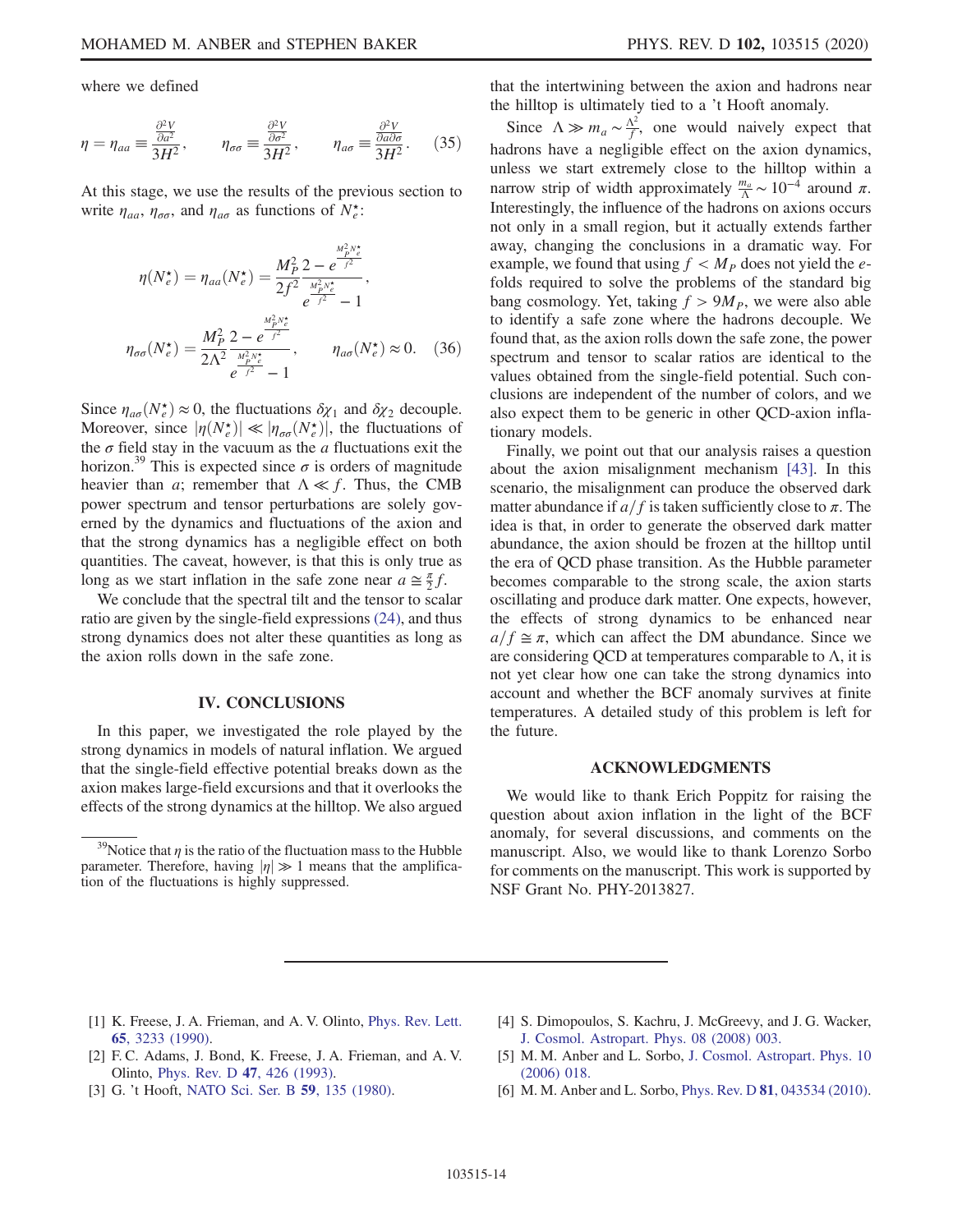where we defined

$$\eta = \eta_{aa} \equiv \frac{\frac{\partial^2 V}{\partial a^2}}{3H^2}, \qquad \eta_{\sigma\sigma} \equiv \frac{\frac{\partial^2 V}{\partial \sigma^2}}{3H^2}, \qquad \eta_{a\sigma} \equiv \frac{\frac{\partial^2 V}{\partial a \partial \sigma}}{3H^2}. \tag{35}$$

At this stage, we use the results of the previous section to write $\eta_{aa}$, $\eta_{\sigma\sigma}$, and $\eta_{a\sigma}$ as functions of $N_e^\star$:

$$\eta(N_e^\star) = \eta_{aa}(N_e^\star) = \frac{M_P^2}{2f^2}\frac{2 - e^{\frac{M_P^2 N_e^\star}{f^2}}}{e^{\frac{M_P^2 N_e^\star}{f^2}} - 1},$$

$$\eta_{\sigma\sigma}(N_e^\star) = \frac{M_P^2}{2\Lambda^2}\frac{2 - e^{\frac{M_P^2 N_e^\star}{f^2}}}{e^{\frac{M_P^2 N_e^\star}{f^2}} - 1}, \qquad \eta_{a\sigma}(N_e^\star) \approx 0. \tag{36}$$

Since $\eta_{a\sigma}(N_e^\star) \approx 0$, the fluctuations $\delta\chi_1$ and $\delta\chi_2$ decouple. Moreover, since $|\eta(N_e^\star)| \ll |\eta_{\sigma\sigma}(N_e^\star)|$, the fluctuations of the $\sigma$ field stay in the vacuum as the $a$ fluctuations exit the horizon.[39] This is expected since $\sigma$ is orders of magnitude heavier than $a$; remember that $\Lambda \ll f$. Thus, the CMB power spectrum and tensor perturbations are solely governed by the dynamics and fluctuations of the axion and that the strong dynamics has a negligible effect on both quantities. The caveat, however, is that this is only true as long as we start inflation in the safe zone near $a \cong \frac{\pi}{2} f$.

We conclude that the spectral tilt and the tensor to scalar ratio are given by the single-field expressions (24), and thus strong dynamics does not alter these quantities as long as the axion rolls down in the safe zone.

## IV. CONCLUSIONS

In this paper, we investigated the role played by the strong dynamics in models of natural inflation. We argued that the single-field effective potential breaks down as the axion makes large-field excursions and that it overlooks the effects of the strong dynamics at the hilltop. We also argued that the intertwining between the axion and hadrons near the hilltop is ultimately tied to a 't Hooft anomaly.

Since $\Lambda \gg m_a \sim \frac{\Lambda^2}{f}$, one would naively expect that hadrons have a negligible effect on the axion dynamics, unless we start extremely close to the hilltop within a narrow strip of width approximately $\frac{m_a}{\Lambda} \sim 10^{-4}$ around $\pi$. Interestingly, the influence of the hadrons on axions occurs not only in a small region, but it actually extends farther away, changing the conclusions in a dramatic way. For example, we found that using $f < M_P$ does not yield the $e$-folds required to solve the problems of the standard big bang cosmology. Yet, taking $f > 9M_P$, we were also able to identify a safe zone where the hadrons decouple. We found that, as the axion rolls down the safe zone, the power spectrum and tensor to scalar ratios are identical to the values obtained from the single-field potential. Such conclusions are independent of the number of colors, and we also expect them to be generic in other QCD-axion inflationary models.

Finally, we point out that our analysis raises a question about the axion misalignment mechanism [43]. In this scenario, the misalignment can produce the observed dark matter abundance if $a/f$ is taken sufficiently close to $\pi$. The idea is that, in order to generate the observed dark matter abundance, the axion should be frozen at the hilltop until the era of QCD phase transition. As the Hubble parameter becomes comparable to the strong scale, the axion starts oscillating and produce dark matter. One expects, however, the effects of strong dynamics to be enhanced near $a/f \cong \pi$, which can affect the DM abundance. Since we are considering QCD at temperatures comparable to $\Lambda$, it is not yet clear how one can take the strong dynamics into account and whether the BCF anomaly survives at finite temperatures. A detailed study of this problem is left for the future.

## ACKNOWLEDGMENTS

We would like to thank Erich Poppitz for raising the question about axion inflation in the light of the BCF anomaly, for several discussions, and comments on the manuscript. Also, we would like to thank Lorenzo Sorbo for comments on the manuscript. This work is supported by NSF Grant No. PHY-2013827.

[39] Notice that $\eta$ is the ratio of the fluctuation mass to the Hubble parameter. Therefore, having $|\eta| \gg 1$ means that the amplification of the fluctuations is highly suppressed.

---

[1] K. Freese, J. A. Frieman, and A. V. Olinto, Phys. Rev. Lett. **65**, 3233 (1990).

[2] F. C. Adams, J. Bond, K. Freese, J. A. Frieman, and A. V. Olinto, Phys. Rev. D **47**, 426 (1993).

[3] G. 't Hooft, NATO Sci. Ser. B **59**, 135 (1980).

[4] S. Dimopoulos, S. Kachru, J. McGreevy, and J. G. Wacker, J. Cosmol. Astropart. Phys. 08 (2008) 003.

[5] M. M. Anber and L. Sorbo, J. Cosmol. Astropart. Phys. 10 (2006) 018.

[6] M. M. Anber and L. Sorbo, Phys. Rev. D **81**, 043534 (2010).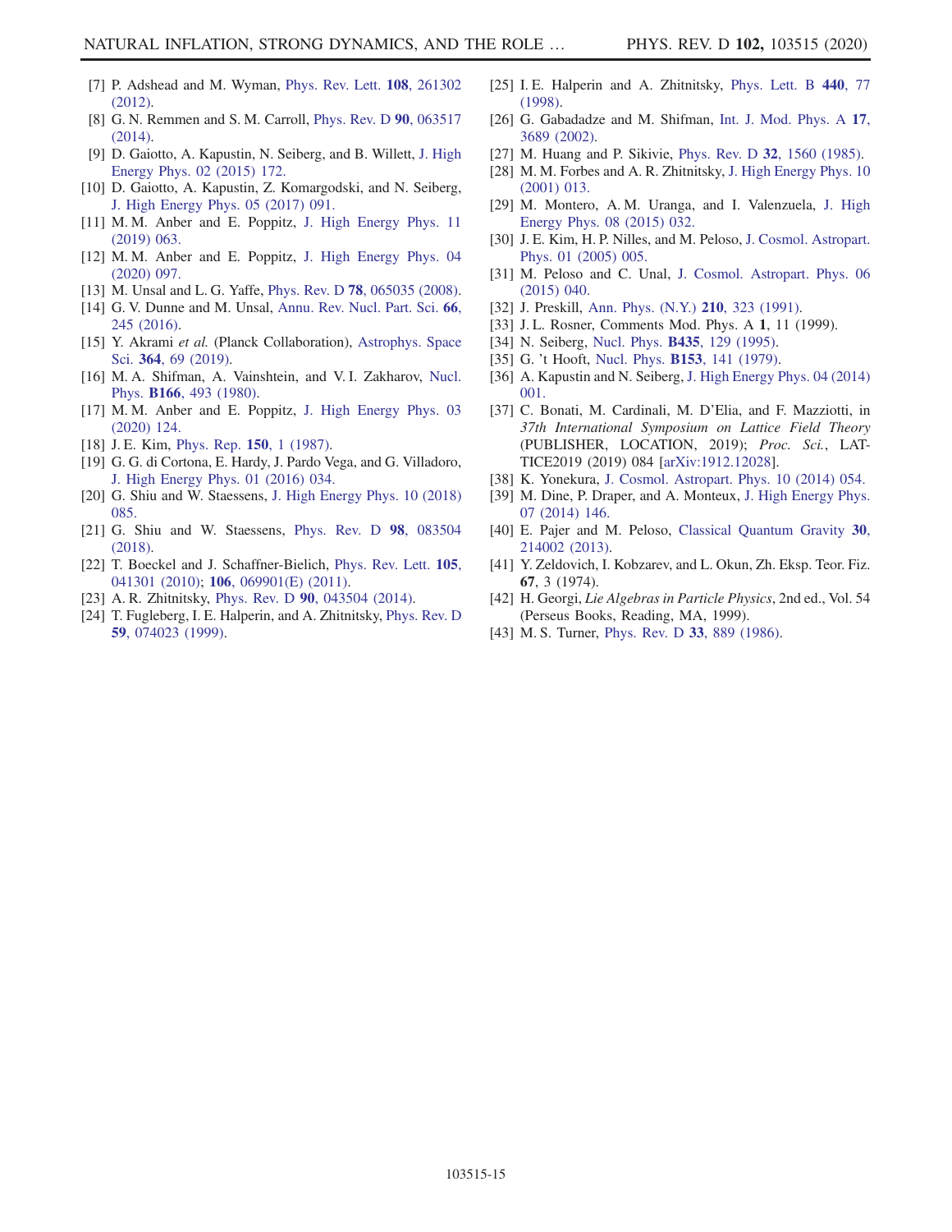[7] P. Adshead and M. Wyman, Phys. Rev. Lett. **108**, 261302 (2012).

[8] G. N. Remmen and S. M. Carroll, Phys. Rev. D **90**, 063517 (2014).

[9] D. Gaiotto, A. Kapustin, N. Seiberg, and B. Willett, J. High Energy Phys. 02 (2015) 172.

[10] D. Gaiotto, A. Kapustin, Z. Komargodski, and N. Seiberg, J. High Energy Phys. 05 (2017) 091.

[11] M. M. Anber and E. Poppitz, J. High Energy Phys. 11 (2019) 063.

[12] M. M. Anber and E. Poppitz, J. High Energy Phys. 04 (2020) 097.

[13] M. Unsal and L. G. Yaffe, Phys. Rev. D **78**, 065035 (2008).

[14] G. V. Dunne and M. Unsal, Annu. Rev. Nucl. Part. Sci. **66**, 245 (2016).

[15] Y. Akrami *et al.* (Planck Collaboration), Astrophys. Space Sci. **364**, 69 (2019).

[16] M. A. Shifman, A. Vainshtein, and V. I. Zakharov, Nucl. Phys. **B166**, 493 (1980).

[17] M. M. Anber and E. Poppitz, J. High Energy Phys. 03 (2020) 124.

[18] J. E. Kim, Phys. Rep. **150**, 1 (1987).

[19] G. G. di Cortona, E. Hardy, J. Pardo Vega, and G. Villadoro, J. High Energy Phys. 01 (2016) 034.

[20] G. Shiu and W. Staessens, J. High Energy Phys. 10 (2018) 085.

[21] G. Shiu and W. Staessens, Phys. Rev. D **98**, 083504 (2018).

[22] T. Boeckel and J. Schaffner-Bielich, Phys. Rev. Lett. **105**, 041301 (2010); **106**, 069901(E) (2011).

[23] A. R. Zhitnitsky, Phys. Rev. D **90**, 043504 (2014).

[24] T. Fugleberg, I. E. Halperin, and A. Zhitnitsky, Phys. Rev. D **59**, 074023 (1999).

[25] I. E. Halperin and A. Zhitnitsky, Phys. Lett. B **440**, 77 (1998).

[26] G. Gabadadze and M. Shifman, Int. J. Mod. Phys. A **17**, 3689 (2002).

[27] M. Huang and P. Sikivie, Phys. Rev. D **32**, 1560 (1985).

[28] M. M. Forbes and A. R. Zhitnitsky, J. High Energy Phys. 10 (2001) 013.

[29] M. Montero, A. M. Uranga, and I. Valenzuela, J. High Energy Phys. 08 (2015) 032.

[30] J. E. Kim, H. P. Nilles, and M. Peloso, J. Cosmol. Astropart. Phys. 01 (2005) 005.

[31] M. Peloso and C. Unal, J. Cosmol. Astropart. Phys. 06 (2015) 040.

[32] J. Preskill, Ann. Phys. (N.Y.) **210**, 323 (1991).

[33] J. L. Rosner, Comments Mod. Phys. A **1**, 11 (1999).

[34] N. Seiberg, Nucl. Phys. **B435**, 129 (1995).

[35] G. 't Hooft, Nucl. Phys. **B153**, 141 (1979).

[36] A. Kapustin and N. Seiberg, J. High Energy Phys. 04 (2014) 001.

[37] C. Bonati, M. Cardinali, M. D'Elia, and F. Mazziotti, in *37th International Symposium on Lattice Field Theory* (PUBLISHER, LOCATION, 2019); *Proc. Sci.*, LATTICE2019 (2019) 084 [arXiv:1912.12028].

[38] K. Yonekura, J. Cosmol. Astropart. Phys. 10 (2014) 054.

[39] M. Dine, P. Draper, and A. Monteux, J. High Energy Phys. 07 (2014) 146.

[40] E. Pajer and M. Peloso, Classical Quantum Gravity **30**, 214002 (2013).

[41] Y. Zeldovich, I. Kobzarev, and L. Okun, Zh. Eksp. Teor. Fiz. **67**, 3 (1974).

[42] H. Georgi, *Lie Algebras in Particle Physics*, 2nd ed., Vol. 54 (Perseus Books, Reading, MA, 1999).

[43] M. S. Turner, Phys. Rev. D **33**, 889 (1986).